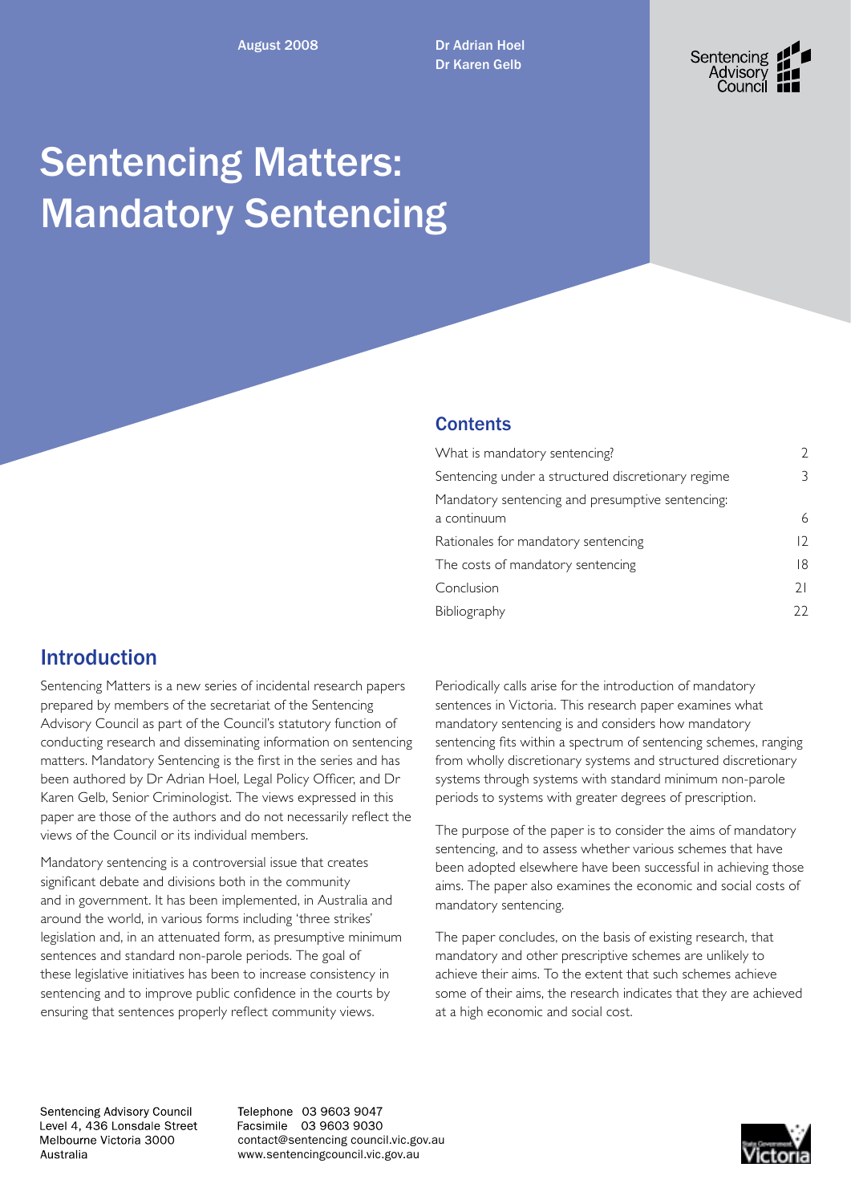August 2008

Dr Adrian Hoel
Dr Karen Gelb

# Sentencing Matters: Mandatory Sentencing

## Contents

| | |
|---|---|
| What is mandatory sentencing? | 2 |
| Sentencing under a structured discretionary regime | 3 |
| Mandatory sentencing and presumptive sentencing: a continuum | 6 |
| Rationales for mandatory sentencing | 12 |
| The costs of mandatory sentencing | 18 |
| Conclusion | 21 |
| Bibliography | 22 |

## Introduction

Sentencing Matters is a new series of incidental research papers prepared by members of the secretariat of the Sentencing Advisory Council as part of the Council's statutory function of conducting research and disseminating information on sentencing matters. Mandatory Sentencing is the first in the series and has been authored by Dr Adrian Hoel, Legal Policy Officer, and Dr Karen Gelb, Senior Criminologist. The views expressed in this paper are those of the authors and do not necessarily reflect the views of the Council or its individual members.

Mandatory sentencing is a controversial issue that creates significant debate and divisions both in the community and in government. It has been implemented, in Australia and around the world, in various forms including 'three strikes' legislation and, in an attenuated form, as presumptive minimum sentences and standard non-parole periods. The goal of these legislative initiatives has been to increase consistency in sentencing and to improve public confidence in the courts by ensuring that sentences properly reflect community views.

Periodically calls arise for the introduction of mandatory sentences in Victoria. This research paper examines what mandatory sentencing is and considers how mandatory sentencing fits within a spectrum of sentencing schemes, ranging from wholly discretionary systems and structured discretionary systems through systems with standard minimum non-parole periods to systems with greater degrees of prescription.

The purpose of the paper is to consider the aims of mandatory sentencing, and to assess whether various schemes that have been adopted elsewhere have been successful in achieving those aims. The paper also examines the economic and social costs of mandatory sentencing.

The paper concludes, on the basis of existing research, that mandatory and other prescriptive schemes are unlikely to achieve their aims. To the extent that such schemes achieve some of their aims, the research indicates that they are achieved at a high economic and social cost.

Sentencing Advisory Council
Level 4, 436 Lonsdale Street
Melbourne Victoria 3000
Australia

Telephone 03 9603 9047
Facsimile 03 9603 9030
contact@sentencing council.vic.gov.au
www.sentencingcouncil.vic.gov.au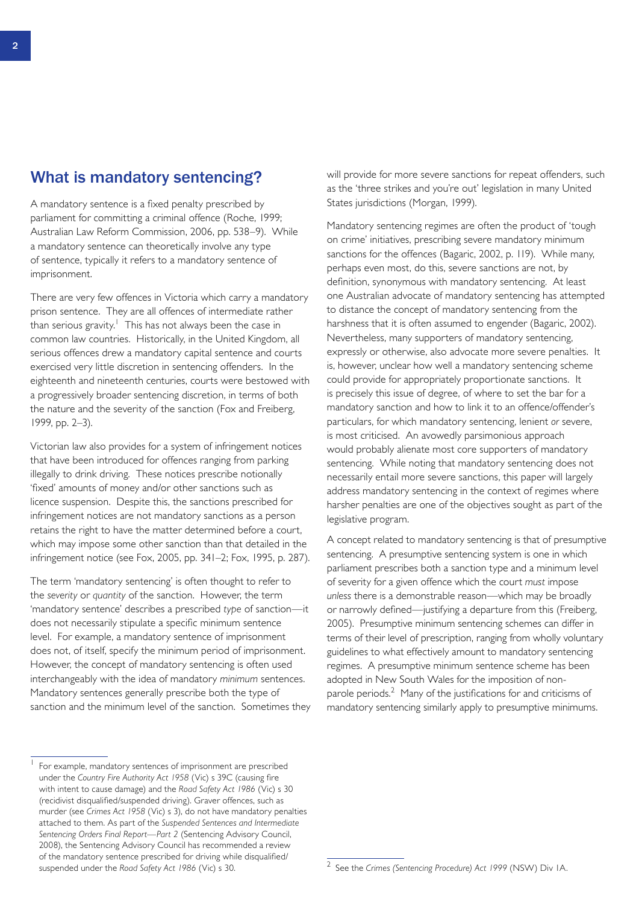## What is mandatory sentencing?

A mandatory sentence is a fixed penalty prescribed by parliament for committing a criminal offence (Roche, 1999; Australian Law Reform Commission, 2006, pp. 538–9). While a mandatory sentence can theoretically involve any type of sentence, typically it refers to a mandatory sentence of imprisonment.

There are very few offences in Victoria which carry a mandatory prison sentence. They are all offences of intermediate rather than serious gravity.[1] This has not always been the case in common law countries. Historically, in the United Kingdom, all serious offences drew a mandatory capital sentence and courts exercised very little discretion in sentencing offenders. In the eighteenth and nineteenth centuries, courts were bestowed with a progressively broader sentencing discretion, in terms of both the nature and the severity of the sanction (Fox and Freiberg, 1999, pp. 2–3).

Victorian law also provides for a system of infringement notices that have been introduced for offences ranging from parking illegally to drink driving. These notices prescribe notionally 'fixed' amounts of money and/or other sanctions such as licence suspension. Despite this, the sanctions prescribed for infringement notices are not mandatory sanctions as a person retains the right to have the matter determined before a court, which may impose some other sanction than that detailed in the infringement notice (see Fox, 2005, pp. 341–2; Fox, 1995, p. 287).

The term 'mandatory sentencing' is often thought to refer to the *severity* or *quantity* of the sanction. However, the term 'mandatory sentence' describes a prescribed *type* of sanction—it does not necessarily stipulate a specific minimum sentence level. For example, a mandatory sentence of imprisonment does not, of itself, specify the minimum period of imprisonment. However, the concept of mandatory sentencing is often used interchangeably with the idea of mandatory *minimum* sentences. Mandatory sentences generally prescribe both the type of sanction and the minimum level of the sanction. Sometimes they will provide for more severe sanctions for repeat offenders, such as the 'three strikes and you're out' legislation in many United States jurisdictions (Morgan, 1999).

Mandatory sentencing regimes are often the product of 'tough on crime' initiatives, prescribing severe mandatory minimum sanctions for the offences (Bagaric, 2002, p. 119). While many, perhaps even most, do this, severe sanctions are not, by definition, synonymous with mandatory sentencing. At least one Australian advocate of mandatory sentencing has attempted to distance the concept of mandatory sentencing from the harshness that it is often assumed to engender (Bagaric, 2002). Nevertheless, many supporters of mandatory sentencing, expressly or otherwise, also advocate more severe penalties. It is, however, unclear how well a mandatory sentencing scheme could provide for appropriately proportionate sanctions. It is precisely this issue of degree, of where to set the bar for a mandatory sanction and how to link it to an offence/offender's particulars, for which mandatory sentencing, lenient *or* severe, is most criticised. An avowedly parsimonious approach would probably alienate most core supporters of mandatory sentencing. While noting that mandatory sentencing does not necessarily entail more severe sanctions, this paper will largely address mandatory sentencing in the context of regimes where harsher penalties are one of the objectives sought as part of the legislative program.

A concept related to mandatory sentencing is that of presumptive sentencing. A presumptive sentencing system is one in which parliament prescribes both a sanction type and a minimum level of severity for a given offence which the court *must* impose *unless* there is a demonstrable reason—which may be broadly or narrowly defined—justifying a departure from this (Freiberg, 2005). Presumptive minimum sentencing schemes can differ in terms of their level of prescription, ranging from wholly voluntary guidelines to what effectively amount to mandatory sentencing regimes. A presumptive minimum sentence scheme has been adopted in New South Wales for the imposition of non-parole periods.[2] Many of the justifications for and criticisms of mandatory sentencing similarly apply to presumptive minimums.

---

[1] For example, mandatory sentences of imprisonment are prescribed under the *Country Fire Authority Act 1958* (Vic) s 39C (causing fire with intent to cause damage) and the *Road Safety Act 1986* (Vic) s 30 (recidivist disqualified/suspended driving). Graver offences, such as murder (see *Crimes Act 1958* (Vic) s 3), do not have mandatory penalties attached to them. As part of the *Suspended Sentences and Intermediate Sentencing Orders Final Report—Part 2* (Sentencing Advisory Council, 2008), the Sentencing Advisory Council has recommended a review of the mandatory sentence prescribed for driving while disqualified/suspended under the *Road Safety Act 1986* (Vic) s 30.

[2] See the *Crimes (Sentencing Procedure) Act 1999* (NSW) Div 1A.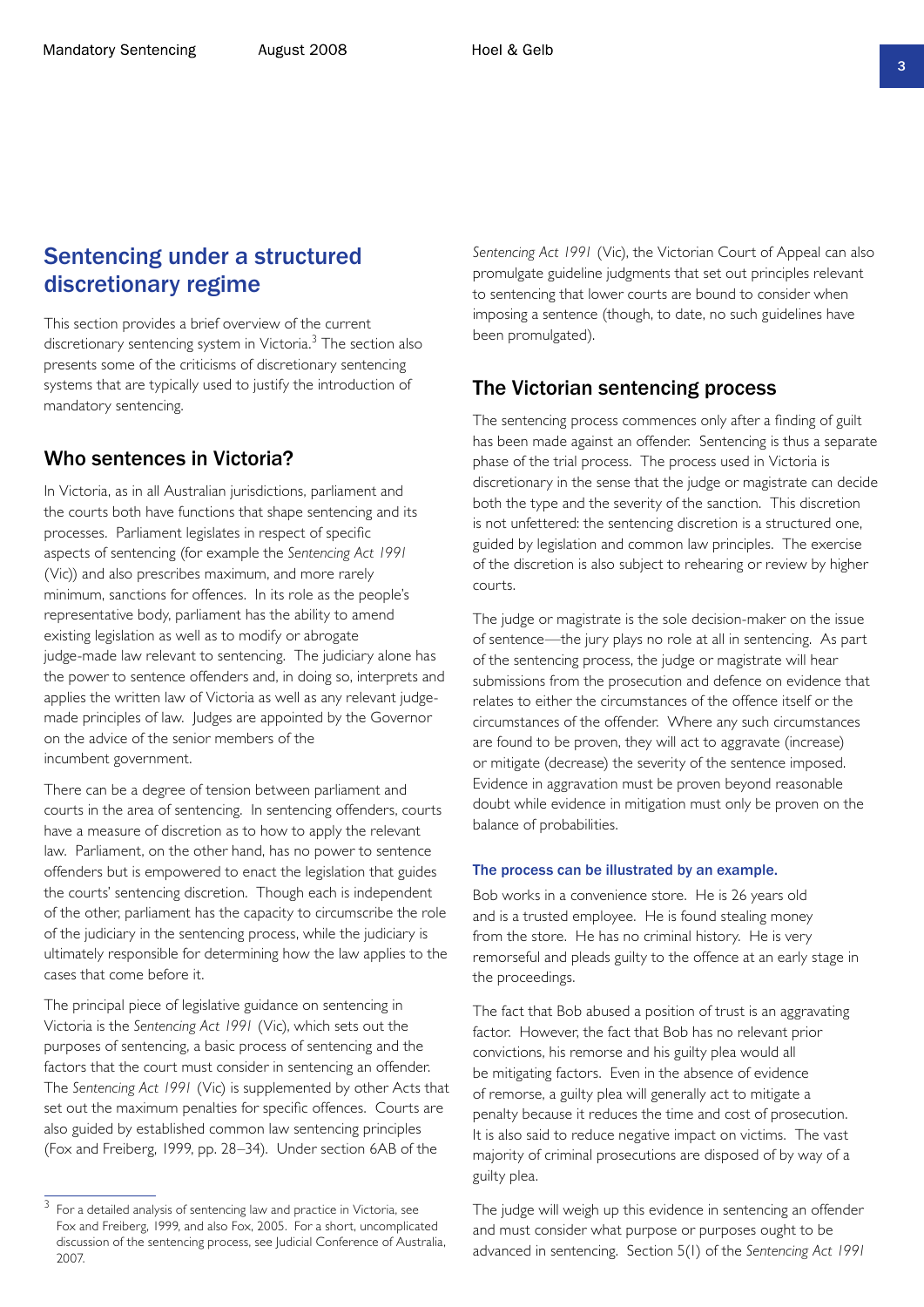## Sentencing under a structured discretionary regime

This section provides a brief overview of the current discretionary sentencing system in Victoria.[3] The section also presents some of the criticisms of discretionary sentencing systems that are typically used to justify the introduction of mandatory sentencing.

### Who sentences in Victoria?

In Victoria, as in all Australian jurisdictions, parliament and the courts both have functions that shape sentencing and its processes. Parliament legislates in respect of specific aspects of sentencing (for example the *Sentencing Act 1991* (Vic)) and also prescribes maximum, and more rarely minimum, sanctions for offences. In its role as the people's representative body, parliament has the ability to amend existing legislation as well as to modify or abrogate judge-made law relevant to sentencing. The judiciary alone has the power to sentence offenders and, in doing so, interprets and applies the written law of Victoria as well as any relevant judge-made principles of law. Judges are appointed by the Governor on the advice of the senior members of the incumbent government.

There can be a degree of tension between parliament and courts in the area of sentencing. In sentencing offenders, courts have a measure of discretion as to how to apply the relevant law. Parliament, on the other hand, has no power to sentence offenders but is empowered to enact the legislation that guides the courts' sentencing discretion. Though each is independent of the other, parliament has the capacity to circumscribe the role of the judiciary in the sentencing process, while the judiciary is ultimately responsible for determining how the law applies to the cases that come before it.

The principal piece of legislative guidance on sentencing in Victoria is the *Sentencing Act 1991* (Vic), which sets out the purposes of sentencing, a basic process of sentencing and the factors that the court must consider in sentencing an offender. The *Sentencing Act 1991* (Vic) is supplemented by other Acts that set out the maximum penalties for specific offences. Courts are also guided by established common law sentencing principles (Fox and Freiberg, 1999, pp. 28–34). Under section 6AB of the *Sentencing Act 1991* (Vic), the Victorian Court of Appeal can also promulgate guideline judgments that set out principles relevant to sentencing that lower courts are bound to consider when imposing a sentence (though, to date, no such guidelines have been promulgated).

### The Victorian sentencing process

The sentencing process commences only after a finding of guilt has been made against an offender. Sentencing is thus a separate phase of the trial process. The process used in Victoria is discretionary in the sense that the judge or magistrate can decide both the type and the severity of the sanction. This discretion is not unfettered: the sentencing discretion is a structured one, guided by legislation and common law principles. The exercise of the discretion is also subject to rehearing or review by higher courts.

The judge or magistrate is the sole decision-maker on the issue of sentence—the jury plays no role at all in sentencing. As part of the sentencing process, the judge or magistrate will hear submissions from the prosecution and defence on evidence that relates to either the circumstances of the offence itself or the circumstances of the offender. Where any such circumstances are found to be proven, they will act to aggravate (increase) or mitigate (decrease) the severity of the sentence imposed. Evidence in aggravation must be proven beyond reasonable doubt while evidence in mitigation must only be proven on the balance of probabilities.

#### The process can be illustrated by an example.

Bob works in a convenience store. He is 26 years old and is a trusted employee. He is found stealing money from the store. He has no criminal history. He is very remorseful and pleads guilty to the offence at an early stage in the proceedings.

The fact that Bob abused a position of trust is an aggravating factor. However, the fact that Bob has no relevant prior convictions, his remorse and his guilty plea would all be mitigating factors. Even in the absence of evidence of remorse, a guilty plea will generally act to mitigate a penalty because it reduces the time and cost of prosecution. It is also said to reduce negative impact on victims. The vast majority of criminal prosecutions are disposed of by way of a guilty plea.

The judge will weigh up this evidence in sentencing an offender and must consider what purpose or purposes ought to be advanced in sentencing. Section 5(1) of the *Sentencing Act 1991*

---

[3] For a detailed analysis of sentencing law and practice in Victoria, see Fox and Freiberg, 1999, and also Fox, 2005. For a short, uncomplicated discussion of the sentencing process, see Judicial Conference of Australia, 2007.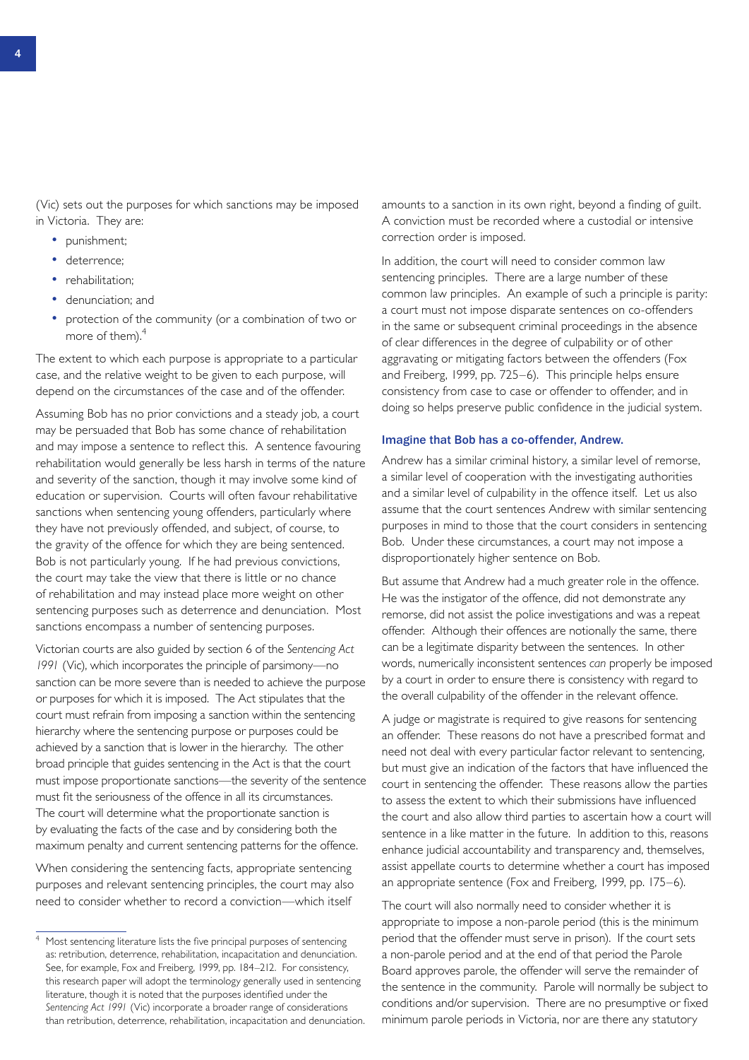(Vic) sets out the purposes for which sanctions may be imposed in Victoria. They are:

- punishment;
- deterrence;
- rehabilitation;
- denunciation; and
- protection of the community (or a combination of two or more of them).[4]

The extent to which each purpose is appropriate to a particular case, and the relative weight to be given to each purpose, will depend on the circumstances of the case and of the offender.

Assuming Bob has no prior convictions and a steady job, a court may be persuaded that Bob has some chance of rehabilitation and may impose a sentence to reflect this. A sentence favouring rehabilitation would generally be less harsh in terms of the nature and severity of the sanction, though it may involve some kind of education or supervision. Courts will often favour rehabilitative sanctions when sentencing young offenders, particularly where they have not previously offended, and subject, of course, to the gravity of the offence for which they are being sentenced. Bob is not particularly young. If he had previous convictions, the court may take the view that there is little or no chance of rehabilitation and may instead place more weight on other sentencing purposes such as deterrence and denunciation. Most sanctions encompass a number of sentencing purposes.

Victorian courts are also guided by section 6 of the *Sentencing Act 1991* (Vic), which incorporates the principle of parsimony—no sanction can be more severe than is needed to achieve the purpose or purposes for which it is imposed. The Act stipulates that the court must refrain from imposing a sanction within the sentencing hierarchy where the sentencing purpose or purposes could be achieved by a sanction that is lower in the hierarchy. The other broad principle that guides sentencing in the Act is that the court must impose proportionate sanctions—the severity of the sentence must fit the seriousness of the offence in all its circumstances. The court will determine what the proportionate sanction is by evaluating the facts of the case and by considering both the maximum penalty and current sentencing patterns for the offence.

When considering the sentencing facts, appropriate sentencing purposes and relevant sentencing principles, the court may also need to consider whether to record a conviction—which itself amounts to a sanction in its own right, beyond a finding of guilt. A conviction must be recorded where a custodial or intensive correction order is imposed.

In addition, the court will need to consider common law sentencing principles. There are a large number of these common law principles. An example of such a principle is parity: a court must not impose disparate sentences on co-offenders in the same or subsequent criminal proceedings in the absence of clear differences in the degree of culpability or of other aggravating or mitigating factors between the offenders (Fox and Freiberg, 1999, pp. 725–6). This principle helps ensure consistency from case to case or offender to offender, and in doing so helps preserve public confidence in the judicial system.

### Imagine that Bob has a co-offender, Andrew.

Andrew has a similar criminal history, a similar level of remorse, a similar level of cooperation with the investigating authorities and a similar level of culpability in the offence itself. Let us also assume that the court sentences Andrew with similar sentencing purposes in mind to those that the court considers in sentencing Bob. Under these circumstances, a court may not impose a disproportionately higher sentence on Bob.

But assume that Andrew had a much greater role in the offence. He was the instigator of the offence, did not demonstrate any remorse, did not assist the police investigations and was a repeat offender. Although their offences are notionally the same, there can be a legitimate disparity between the sentences. In other words, numerically inconsistent sentences *can* properly be imposed by a court in order to ensure there is consistency with regard to the overall culpability of the offender in the relevant offence.

A judge or magistrate is required to give reasons for sentencing an offender. These reasons do not have a prescribed format and need not deal with every particular factor relevant to sentencing, but must give an indication of the factors that have influenced the court in sentencing the offender. These reasons allow the parties to assess the extent to which their submissions have influenced the court and also allow third parties to ascertain how a court will sentence in a like matter in the future. In addition to this, reasons enhance judicial accountability and transparency and, themselves, assist appellate courts to determine whether a court has imposed an appropriate sentence (Fox and Freiberg, 1999, pp. 175–6).

The court will also normally need to consider whether it is appropriate to impose a non-parole period (this is the minimum period that the offender must serve in prison). If the court sets a non-parole period and at the end of that period the Parole Board approves parole, the offender will serve the remainder of the sentence in the community. Parole will normally be subject to conditions and/or supervision. There are no presumptive or fixed minimum parole periods in Victoria, nor are there any statutory

---

[4] Most sentencing literature lists the five principal purposes of sentencing as: retribution, deterrence, rehabilitation, incapacitation and denunciation. See, for example, Fox and Freiberg, 1999, pp. 184–212. For consistency, this research paper will adopt the terminology generally used in sentencing literature, though it is noted that the purposes identified under the *Sentencing Act 1991* (Vic) incorporate a broader range of considerations than retribution, deterrence, rehabilitation, incapacitation and denunciation.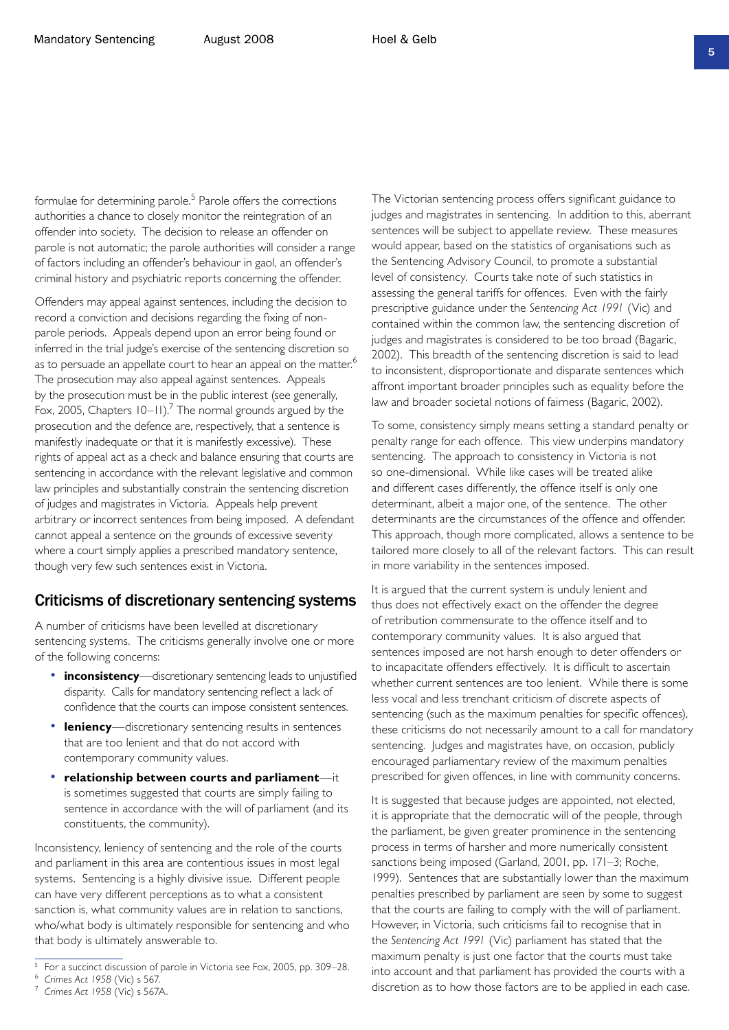formulae for determining parole.[5] Parole offers the corrections authorities a chance to closely monitor the reintegration of an offender into society. The decision to release an offender on parole is not automatic; the parole authorities will consider a range of factors including an offender's behaviour in gaol, an offender's criminal history and psychiatric reports concerning the offender.

Offenders may appeal against sentences, including the decision to record a conviction and decisions regarding the fixing of non-parole periods. Appeals depend upon an error being found or inferred in the trial judge's exercise of the sentencing discretion so as to persuade an appellate court to hear an appeal on the matter.[6] The prosecution may also appeal against sentences. Appeals by the prosecution must be in the public interest (see generally, Fox, 2005, Chapters 10–11).[7] The normal grounds argued by the prosecution and the defence are, respectively, that a sentence is manifestly inadequate or that it is manifestly excessive). These rights of appeal act as a check and balance ensuring that courts are sentencing in accordance with the relevant legislative and common law principles and substantially constrain the sentencing discretion of judges and magistrates in Victoria. Appeals help prevent arbitrary or incorrect sentences from being imposed. A defendant cannot appeal a sentence on the grounds of excessive severity where a court simply applies a prescribed mandatory sentence, though very few such sentences exist in Victoria.

## Criticisms of discretionary sentencing systems

A number of criticisms have been levelled at discretionary sentencing systems. The criticisms generally involve one or more of the following concerns:

- **inconsistency**—discretionary sentencing leads to unjustified disparity. Calls for mandatory sentencing reflect a lack of confidence that the courts can impose consistent sentences.
- **leniency**—discretionary sentencing results in sentences that are too lenient and that do not accord with contemporary community values.
- **relationship between courts and parliament**—it is sometimes suggested that courts are simply failing to sentence in accordance with the will of parliament (and its constituents, the community).

Inconsistency, leniency of sentencing and the role of the courts and parliament in this area are contentious issues in most legal systems. Sentencing is a highly divisive issue. Different people can have very different perceptions as to what a consistent sanction is, what community values are in relation to sanctions, who/what body is ultimately responsible for sentencing and who that body is ultimately answerable to.

The Victorian sentencing process offers significant guidance to judges and magistrates in sentencing. In addition to this, aberrant sentences will be subject to appellate review. These measures would appear, based on the statistics of organisations such as the Sentencing Advisory Council, to promote a substantial level of consistency. Courts take note of such statistics in assessing the general tariffs for offences. Even with the fairly prescriptive guidance under the *Sentencing Act 1991* (Vic) and contained within the common law, the sentencing discretion of judges and magistrates is considered to be too broad (Bagaric, 2002). This breadth of the sentencing discretion is said to lead to inconsistent, disproportionate and disparate sentences which affront important broader principles such as equality before the law and broader societal notions of fairness (Bagaric, 2002).

To some, consistency simply means setting a standard penalty or penalty range for each offence. This view underpins mandatory sentencing. The approach to consistency in Victoria is not so one-dimensional. While like cases will be treated alike and different cases differently, the offence itself is only one determinant, albeit a major one, of the sentence. The other determinants are the circumstances of the offence and offender. This approach, though more complicated, allows a sentence to be tailored more closely to all of the relevant factors. This can result in more variability in the sentences imposed.

It is argued that the current system is unduly lenient and thus does not effectively exact on the offender the degree of retribution commensurate to the offence itself and to contemporary community values. It is also argued that sentences imposed are not harsh enough to deter offenders or to incapacitate offenders effectively. It is difficult to ascertain whether current sentences are too lenient. While there is some less vocal and less trenchant criticism of discrete aspects of sentencing (such as the maximum penalties for specific offences), these criticisms do not necessarily amount to a call for mandatory sentencing. Judges and magistrates have, on occasion, publicly encouraged parliamentary review of the maximum penalties prescribed for given offences, in line with community concerns.

It is suggested that because judges are appointed, not elected, it is appropriate that the democratic will of the people, through the parliament, be given greater prominence in the sentencing process in terms of harsher and more numerically consistent sanctions being imposed (Garland, 2001, pp. 171–3; Roche, 1999). Sentences that are substantially lower than the maximum penalties prescribed by parliament are seen by some to suggest that the courts are failing to comply with the will of parliament. However, in Victoria, such criticisms fail to recognise that in the *Sentencing Act 1991* (Vic) parliament has stated that the maximum penalty is just one factor that the courts must take into account and that parliament has provided the courts with a discretion as to how those factors are to be applied in each case.

---

[5] For a succinct discussion of parole in Victoria see Fox, 2005, pp. 309–28.

[6] *Crimes Act 1958* (Vic) s 567.

[7] *Crimes Act 1958* (Vic) s 567A.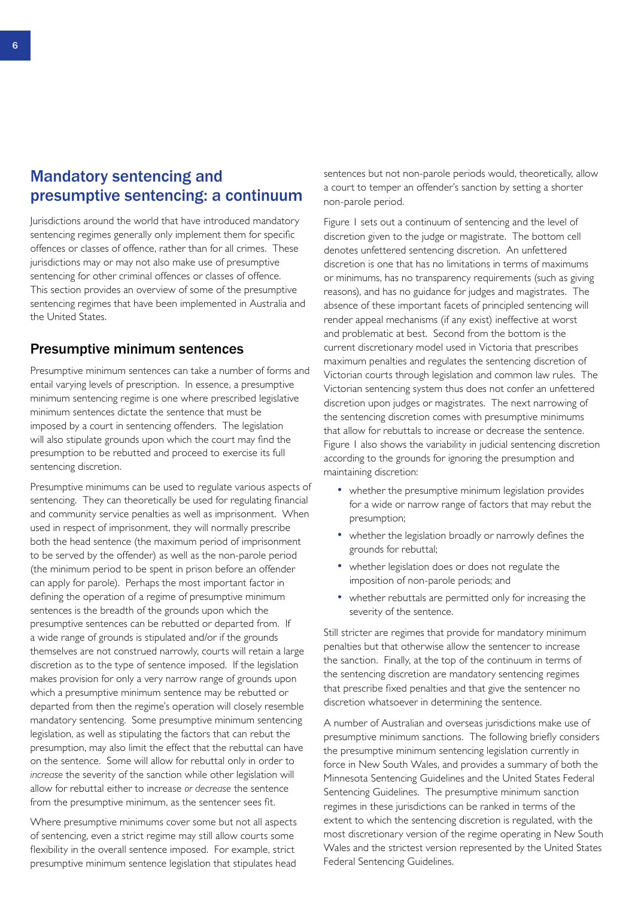## Mandatory sentencing and presumptive sentencing: a continuum

Jurisdictions around the world that have introduced mandatory sentencing regimes generally only implement them for specific offences or classes of offence, rather than for all crimes. These jurisdictions may or may not also make use of presumptive sentencing for other criminal offences or classes of offence. This section provides an overview of some of the presumptive sentencing regimes that have been implemented in Australia and the United States.

### Presumptive minimum sentences

Presumptive minimum sentences can take a number of forms and entail varying levels of prescription. In essence, a presumptive minimum sentencing regime is one where prescribed legislative minimum sentences dictate the sentence that must be imposed by a court in sentencing offenders. The legislation will also stipulate grounds upon which the court may find the presumption to be rebutted and proceed to exercise its full sentencing discretion.

Presumptive minimums can be used to regulate various aspects of sentencing. They can theoretically be used for regulating financial and community service penalties as well as imprisonment. When used in respect of imprisonment, they will normally prescribe both the head sentence (the maximum period of imprisonment to be served by the offender) as well as the non-parole period (the minimum period to be spent in prison before an offender can apply for parole). Perhaps the most important factor in defining the operation of a regime of presumptive minimum sentences is the breadth of the grounds upon which the presumptive sentences can be rebutted or departed from. If a wide range of grounds is stipulated and/or if the grounds themselves are not construed narrowly, courts will retain a large discretion as to the type of sentence imposed. If the legislation makes provision for only a very narrow range of grounds upon which a presumptive minimum sentence may be rebutted or departed from then the regime's operation will closely resemble mandatory sentencing. Some presumptive minimum sentencing legislation, as well as stipulating the factors that can rebut the presumption, may also limit the effect that the rebuttal can have on the sentence. Some will allow for rebuttal only in order to *increase* the severity of the sanction while other legislation will allow for rebuttal either to increase *or decrease* the sentence from the presumptive minimum, as the sentencer sees fit.

Where presumptive minimums cover some but not all aspects of sentencing, even a strict regime may still allow courts some flexibility in the overall sentence imposed. For example, strict presumptive minimum sentence legislation that stipulates head sentences but not non-parole periods would, theoretically, allow a court to temper an offender's sanction by setting a shorter non-parole period.

Figure 1 sets out a continuum of sentencing and the level of discretion given to the judge or magistrate. The bottom cell denotes unfettered sentencing discretion. An unfettered discretion is one that has no limitations in terms of maximums or minimums, has no transparency requirements (such as giving reasons), and has no guidance for judges and magistrates. The absence of these important facets of principled sentencing will render appeal mechanisms (if any exist) ineffective at worst and problematic at best. Second from the bottom is the current discretionary model used in Victoria that prescribes maximum penalties and regulates the sentencing discretion of Victorian courts through legislation and common law rules. The Victorian sentencing system thus does not confer an unfettered discretion upon judges or magistrates. The next narrowing of the sentencing discretion comes with presumptive minimums that allow for rebuttals to increase or decrease the sentence. Figure 1 also shows the variability in judicial sentencing discretion according to the grounds for ignoring the presumption and maintaining discretion:

- whether the presumptive minimum legislation provides for a wide or narrow range of factors that may rebut the presumption;
- whether the legislation broadly or narrowly defines the grounds for rebuttal;
- whether legislation does or does not regulate the imposition of non-parole periods; and
- whether rebuttals are permitted only for increasing the severity of the sentence.

Still stricter are regimes that provide for mandatory minimum penalties but that otherwise allow the sentencer to increase the sanction. Finally, at the top of the continuum in terms of the sentencing discretion are mandatory sentencing regimes that prescribe fixed penalties and that give the sentencer no discretion whatsoever in determining the sentence.

A number of Australian and overseas jurisdictions make use of presumptive minimum sanctions. The following briefly considers the presumptive minimum sentencing legislation currently in force in New South Wales, and provides a summary of both the Minnesota Sentencing Guidelines and the United States Federal Sentencing Guidelines. The presumptive minimum sanction regimes in these jurisdictions can be ranked in terms of the extent to which the sentencing discretion is regulated, with the most discretionary version of the regime operating in New South Wales and the strictest version represented by the United States Federal Sentencing Guidelines.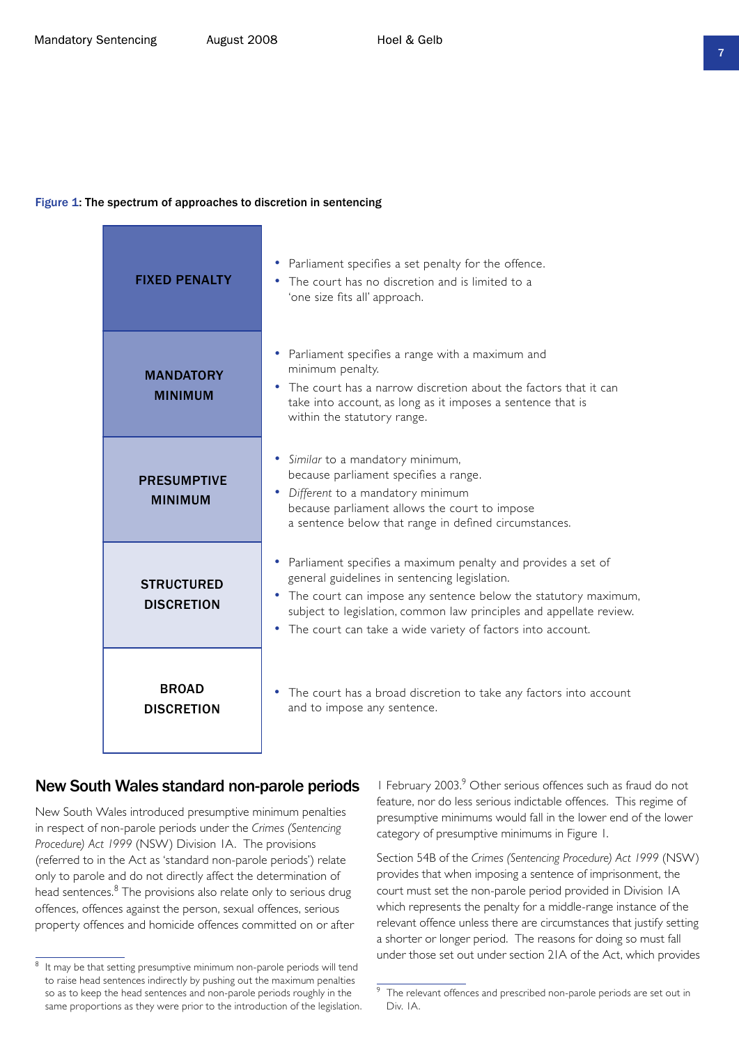**Figure 1: The spectrum of approaches to discretion in sentencing**

| Approach | Description |
| --- | --- |
| **FIXED PENALTY** | • Parliament specifies a set penalty for the offence. • The court has no discretion and is limited to a 'one size fits all' approach. |
| **MANDATORY MINIMUM** | • Parliament specifies a range with a maximum and minimum penalty. • The court has a narrow discretion about the factors that it can take into account, as long as it imposes a sentence that is within the statutory range. |
| **PRESUMPTIVE MINIMUM** | • *Similar* to a mandatory minimum, because parliament specifies a range. • *Different* to a mandatory minimum because parliament allows the court to impose a sentence below that range in defined circumstances. |
| **STRUCTURED DISCRETION** | • Parliament specifies a maximum penalty and provides a set of general guidelines in sentencing legislation. • The court can impose any sentence below the statutory maximum, subject to legislation, common law principles and appellate review. • The court can take a wide variety of factors into account. |
| **BROAD DISCRETION** | • The court has a broad discretion to take any factors into account and to impose any sentence. |

## New South Wales standard non-parole periods

New South Wales introduced presumptive minimum penalties in respect of non-parole periods under the *Crimes (Sentencing Procedure) Act 1999* (NSW) Division 1A. The provisions (referred to in the Act as 'standard non-parole periods') relate only to parole and do not directly affect the determination of head sentences.[8] The provisions also relate only to serious drug offences, offences against the person, sexual offences, serious property offences and homicide offences committed on or after 1 February 2003.[9] Other serious offences such as fraud do not feature, nor do less serious indictable offences. This regime of presumptive minimums would fall in the lower end of the lower category of presumptive minimums in Figure 1.

Section 54B of the *Crimes (Sentencing Procedure) Act 1999* (NSW) provides that when imposing a sentence of imprisonment, the court must set the non-parole period provided in Division 1A which represents the penalty for a middle-range instance of the relevant offence unless there are circumstances that justify setting a shorter or longer period. The reasons for doing so must fall under those set out under section 21A of the Act, which provides

---

[8] It may be that setting presumptive minimum non-parole periods will tend to raise head sentences indirectly by pushing out the maximum penalties so as to keep the head sentences and non-parole periods roughly in the same proportions as they were prior to the introduction of the legislation.

[9] The relevant offences and prescribed non-parole periods are set out in Div. 1A.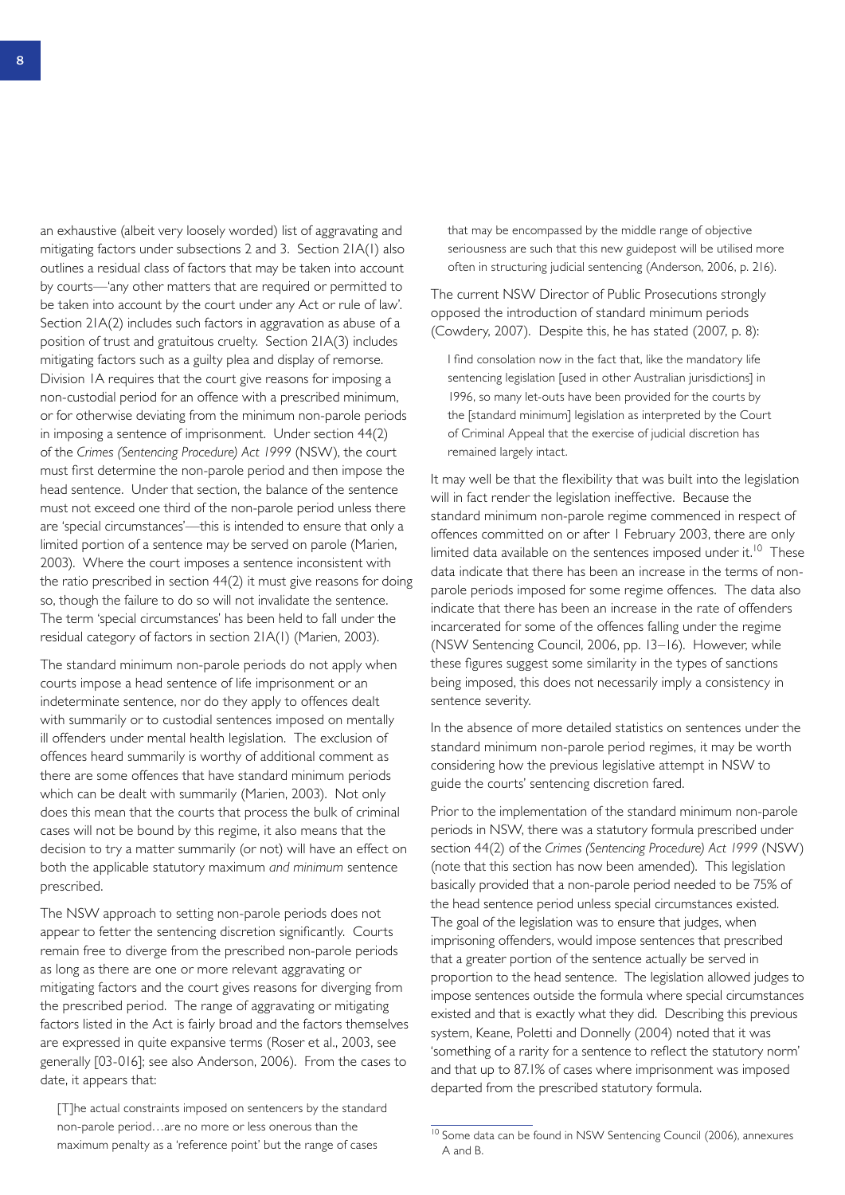an exhaustive (albeit very loosely worded) list of aggravating and mitigating factors under subsections 2 and 3. Section 21A(1) also outlines a residual class of factors that may be taken into account by courts—'any other matters that are required or permitted to be taken into account by the court under any Act or rule of law'. Section 21A(2) includes such factors in aggravation as abuse of a position of trust and gratuitous cruelty. Section 21A(3) includes mitigating factors such as a guilty plea and display of remorse. Division 1A requires that the court give reasons for imposing a non-custodial period for an offence with a prescribed minimum, or for otherwise deviating from the minimum non-parole periods in imposing a sentence of imprisonment. Under section 44(2) of the *Crimes (Sentencing Procedure) Act 1999* (NSW), the court must first determine the non-parole period and then impose the head sentence. Under that section, the balance of the sentence must not exceed one third of the non-parole period unless there are 'special circumstances'—this is intended to ensure that only a limited portion of a sentence may be served on parole (Marien, 2003). Where the court imposes a sentence inconsistent with the ratio prescribed in section 44(2) it must give reasons for doing so, though the failure to do so will not invalidate the sentence. The term 'special circumstances' has been held to fall under the residual category of factors in section 21A(1) (Marien, 2003).

The standard minimum non-parole periods do not apply when courts impose a head sentence of life imprisonment or an indeterminate sentence, nor do they apply to offences dealt with summarily or to custodial sentences imposed on mentally ill offenders under mental health legislation. The exclusion of offences heard summarily is worthy of additional comment as there are some offences that have standard minimum periods which can be dealt with summarily (Marien, 2003). Not only does this mean that the courts that process the bulk of criminal cases will not be bound by this regime, it also means that the decision to try a matter summarily (or not) will have an effect on both the applicable statutory maximum *and minimum* sentence prescribed.

The NSW approach to setting non-parole periods does not appear to fetter the sentencing discretion significantly. Courts remain free to diverge from the prescribed non-parole periods as long as there are one or more relevant aggravating or mitigating factors and the court gives reasons for diverging from the prescribed period. The range of aggravating or mitigating factors listed in the Act is fairly broad and the factors themselves are expressed in quite expansive terms (Roser et al., 2003, see generally [03-016]; see also Anderson, 2006). From the cases to date, it appears that:

> [T]he actual constraints imposed on sentencers by the standard non-parole period…are no more or less onerous than the maximum penalty as a 'reference point' but the range of cases that may be encompassed by the middle range of objective seriousness are such that this new guidepost will be utilised more often in structuring judicial sentencing (Anderson, 2006, p. 216).

The current NSW Director of Public Prosecutions strongly opposed the introduction of standard minimum periods (Cowdery, 2007). Despite this, he has stated (2007, p. 8):

> I find consolation now in the fact that, like the mandatory life sentencing legislation [used in other Australian jurisdictions] in 1996, so many let-outs have been provided for the courts by the [standard minimum] legislation as interpreted by the Court of Criminal Appeal that the exercise of judicial discretion has remained largely intact.

It may well be that the flexibility that was built into the legislation will in fact render the legislation ineffective. Because the standard minimum non-parole regime commenced in respect of offences committed on or after 1 February 2003, there are only limited data available on the sentences imposed under it.[10] These data indicate that there has been an increase in the terms of non-parole periods imposed for some regime offences. The data also indicate that there has been an increase in the rate of offenders incarcerated for some of the offences falling under the regime (NSW Sentencing Council, 2006, pp. 13–16). However, while these figures suggest some similarity in the types of sanctions being imposed, this does not necessarily imply a consistency in sentence severity.

In the absence of more detailed statistics on sentences under the standard minimum non-parole period regimes, it may be worth considering how the previous legislative attempt in NSW to guide the courts' sentencing discretion fared.

Prior to the implementation of the standard minimum non-parole periods in NSW, there was a statutory formula prescribed under section 44(2) of the *Crimes (Sentencing Procedure) Act 1999* (NSW) (note that this section has now been amended). This legislation basically provided that a non-parole period needed to be 75% of the head sentence period unless special circumstances existed. The goal of the legislation was to ensure that judges, when imprisoning offenders, would impose sentences that prescribed that a greater portion of the sentence actually be served in proportion to the head sentence. The legislation allowed judges to impose sentences outside the formula where special circumstances existed and that is exactly what they did. Describing this previous system, Keane, Poletti and Donnelly (2004) noted that it was 'something of a rarity for a sentence to reflect the statutory norm' and that up to 87.1% of cases where imprisonment was imposed departed from the prescribed statutory formula.

---

[10] Some data can be found in NSW Sentencing Council (2006), annexures A and B.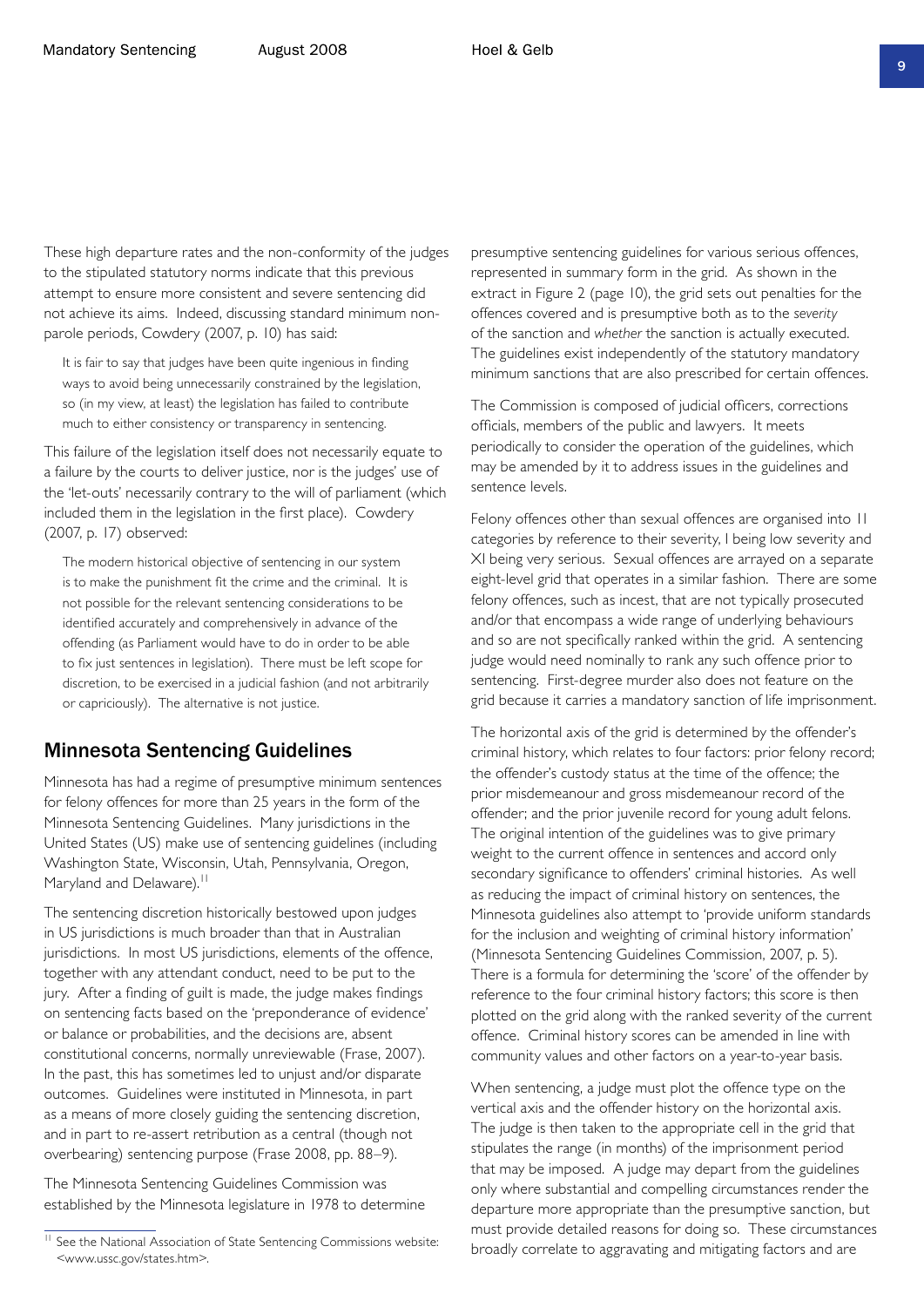These high departure rates and the non-conformity of the judges to the stipulated statutory norms indicate that this previous attempt to ensure more consistent and severe sentencing did not achieve its aims. Indeed, discussing standard minimum non-parole periods, Cowdery (2007, p. 10) has said:

> It is fair to say that judges have been quite ingenious in finding ways to avoid being unnecessarily constrained by the legislation, so (in my view, at least) the legislation has failed to contribute much to either consistency or transparency in sentencing.

This failure of the legislation itself does not necessarily equate to a failure by the courts to deliver justice, nor is the judges' use of the 'let-outs' necessarily contrary to the will of parliament (which included them in the legislation in the first place). Cowdery (2007, p. 17) observed:

> The modern historical objective of sentencing in our system is to make the punishment fit the crime and the criminal. It is not possible for the relevant sentencing considerations to be identified accurately and comprehensively in advance of the offending (as Parliament would have to do in order to be able to fix just sentences in legislation). There must be left scope for discretion, to be exercised in a judicial fashion (and not arbitrarily or capriciously). The alternative is not justice.

## Minnesota Sentencing Guidelines

Minnesota has had a regime of presumptive minimum sentences for felony offences for more than 25 years in the form of the Minnesota Sentencing Guidelines. Many jurisdictions in the United States (US) make use of sentencing guidelines (including Washington State, Wisconsin, Utah, Pennsylvania, Oregon, Maryland and Delaware).[11]

The sentencing discretion historically bestowed upon judges in US jurisdictions is much broader than that in Australian jurisdictions. In most US jurisdictions, elements of the offence, together with any attendant conduct, need to be put to the jury. After a finding of guilt is made, the judge makes findings on sentencing facts based on the 'preponderance of evidence' or balance or probabilities, and the decisions are, absent constitutional concerns, normally unreviewable (Frase, 2007). In the past, this has sometimes led to unjust and/or disparate outcomes. Guidelines were instituted in Minnesota, in part as a means of more closely guiding the sentencing discretion, and in part to re-assert retribution as a central (though not overbearing) sentencing purpose (Frase 2008, pp. 88–9).

The Minnesota Sentencing Guidelines Commission was established by the Minnesota legislature in 1978 to determine presumptive sentencing guidelines for various serious offences, represented in summary form in the grid. As shown in the extract in Figure 2 (page 10), the grid sets out penalties for the offences covered and is presumptive both as to the *severity* of the sanction and *whether* the sanction is actually executed. The guidelines exist independently of the statutory mandatory minimum sanctions that are also prescribed for certain offences.

The Commission is composed of judicial officers, corrections officials, members of the public and lawyers. It meets periodically to consider the operation of the guidelines, which may be amended by it to address issues in the guidelines and sentence levels.

Felony offences other than sexual offences are organised into 11 categories by reference to their severity, I being low severity and XI being very serious. Sexual offences are arrayed on a separate eight-level grid that operates in a similar fashion. There are some felony offences, such as incest, that are not typically prosecuted and/or that encompass a wide range of underlying behaviours and so are not specifically ranked within the grid. A sentencing judge would need nominally to rank any such offence prior to sentencing. First-degree murder also does not feature on the grid because it carries a mandatory sanction of life imprisonment.

The horizontal axis of the grid is determined by the offender's criminal history, which relates to four factors: prior felony record; the offender's custody status at the time of the offence; the prior misdemeanour and gross misdemeanour record of the offender; and the prior juvenile record for young adult felons. The original intention of the guidelines was to give primary weight to the current offence in sentences and accord only secondary significance to offenders' criminal histories. As well as reducing the impact of criminal history on sentences, the Minnesota guidelines also attempt to 'provide uniform standards for the inclusion and weighting of criminal history information' (Minnesota Sentencing Guidelines Commission, 2007, p. 5). There is a formula for determining the 'score' of the offender by reference to the four criminal history factors; this score is then plotted on the grid along with the ranked severity of the current offence. Criminal history scores can be amended in line with community values and other factors on a year-to-year basis.

When sentencing, a judge must plot the offence type on the vertical axis and the offender history on the horizontal axis. The judge is then taken to the appropriate cell in the grid that stipulates the range (in months) of the imprisonment period that may be imposed. A judge may depart from the guidelines only where substantial and compelling circumstances render the departure more appropriate than the presumptive sanction, but must provide detailed reasons for doing so. These circumstances broadly correlate to aggravating and mitigating factors and are

[11] See the National Association of State Sentencing Commissions website: <www.ussc.gov/states.htm>.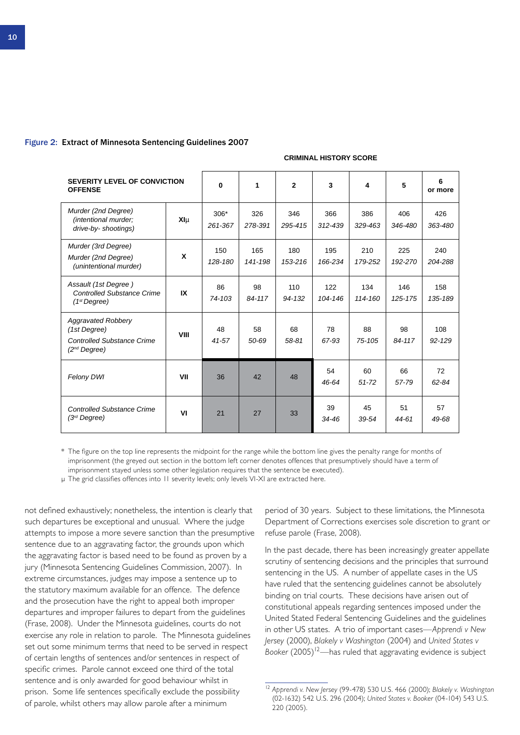**Figure 2: Extract of Minnesota Sentencing Guidelines 2007**

| SEVERITY LEVEL OF CONVICTION OFFENSE | | CRIMINAL HISTORY SCORE 0 | 1 | 2 | 3 | 4 | 5 | 6 or more |
|---|---|---|---|---|---|---|---|---|
| *Murder (2nd Degree) (intentional murder; drive-by- shootings)* | XIμ | 306* *261-367* | 326 *278-391* | 346 *295-415* | 366 *312-439* | 386 *329-463* | 406 *346-480* | 426 *363-480* |
| *Murder (3rd Degree) Murder (2nd Degree) (unintentional murder)* | X | 150 *128-180* | 165 *141-198* | 180 *153-216* | 195 *166-234* | 210 *179-252* | 225 *192-270* | 240 *204-288* |
| *Assault (1st Degree ) Controlled Substance Crime (1st Degree)* | IX | 86 *74-103* | 98 *84-117* | 110 *94-132* | 122 *104-146* | 134 *114-160* | 146 *125-175* | 158 *135-189* |
| *Aggravated Robbery (1st Degree) Controlled Substance Crime (2nd Degree)* | VIII | 48 *41-57* | 58 *50-69* | 68 *58-81* | 78 *67-93* | 88 *75-105* | 98 *84-117* | 108 *92-129* |
| *Felony DWI* | VII | 36 | 42 | 48 | 54 *46-64* | 60 *51-72* | 66 *57-79* | 72 *62-84* |
| *Controlled Substance Crime (3rd Degree)* | VI | 21 | 27 | 33 | 39 *34-46* | 45 *39-54* | 51 *44-61* | 57 *49-68* |

\* The figure on the top line represents the midpoint for the range while the bottom line gives the penalty range for months of imprisonment (the greyed out section in the bottom left corner denotes offences that presumptively should have a term of imprisonment stayed unless some other legislation requires that the sentence be executed).

μ The grid classifies offences into 11 severity levels; only levels VI-XI are extracted here.

not defined exhaustively; nonetheless, the intention is clearly that such departures be exceptional and unusual. Where the judge attempts to impose a more severe sanction than the presumptive sentence due to an aggravating factor, the grounds upon which the aggravating factor is based need to be found as proven by a jury (Minnesota Sentencing Guidelines Commission, 2007). In extreme circumstances, judges may impose a sentence up to the statutory maximum available for an offence. The defence and the prosecution have the right to appeal both improper departures and improper failures to depart from the guidelines (Frase, 2008). Under the Minnesota guidelines, courts do not exercise any role in relation to parole. The Minnesota guidelines set out some minimum terms that need to be served in respect of certain lengths of sentences and/or sentences in respect of specific crimes. Parole cannot exceed one third of the total sentence and is only awarded for good behaviour whilst in prison. Some life sentences specifically exclude the possibility of parole, whilst others may allow parole after a minimum period of 30 years. Subject to these limitations, the Minnesota Department of Corrections exercises sole discretion to grant or refuse parole (Frase, 2008).

In the past decade, there has been increasingly greater appellate scrutiny of sentencing decisions and the principles that surround sentencing in the US. A number of appellate cases in the US have ruled that the sentencing guidelines cannot be absolutely binding on trial courts. These decisions have arisen out of constitutional appeals regarding sentences imposed under the United Stated Federal Sentencing Guidelines and the guidelines in other US states. A trio of important cases—*Apprendi v New Jersey* (2000), *Blakely v Washington* (2004) and *United States v Booker* (2005)[12]—has ruled that aggravating evidence is subject

[12] *Apprendi v. New Jersey* (99-478) 530 U.S. 466 (2000); *Blakely v. Washington* (02-1632) 542 U.S. 296 (2004); *United States v. Booker* (04-104) 543 U.S. 220 (2005).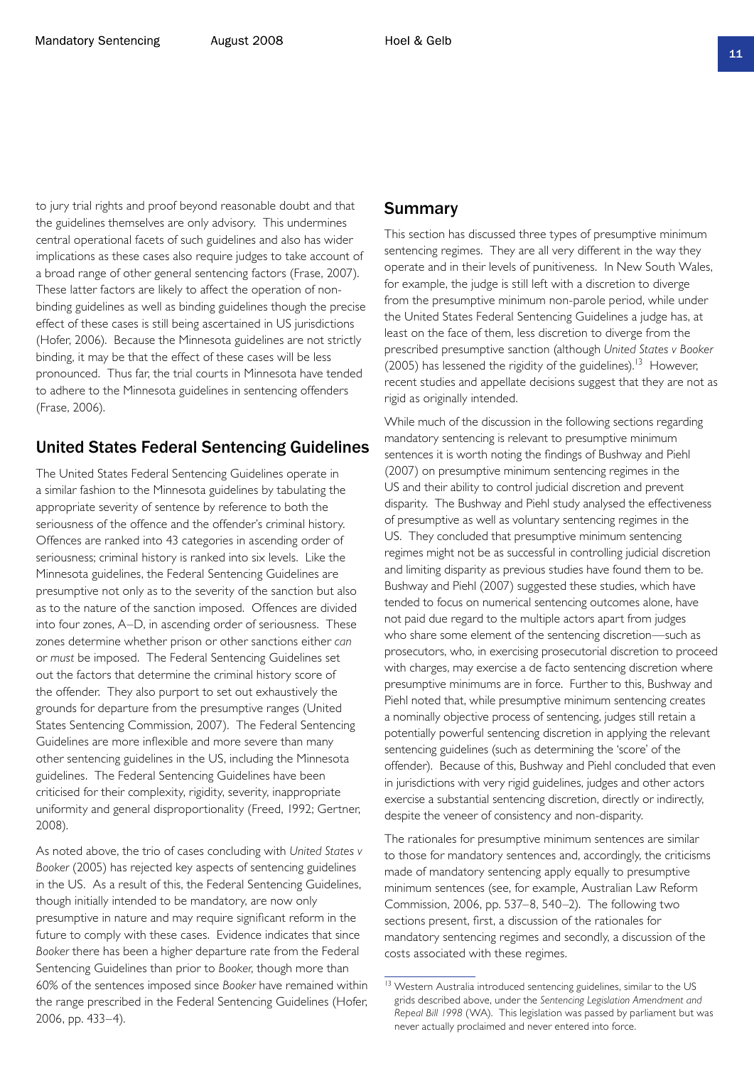to jury trial rights and proof beyond reasonable doubt and that the guidelines themselves are only advisory. This undermines central operational facets of such guidelines and also has wider implications as these cases also require judges to take account of a broad range of other general sentencing factors (Frase, 2007). These latter factors are likely to affect the operation of non-binding guidelines as well as binding guidelines though the precise effect of these cases is still being ascertained in US jurisdictions (Hofer, 2006). Because the Minnesota guidelines are not strictly binding, it may be that the effect of these cases will be less pronounced. Thus far, the trial courts in Minnesota have tended to adhere to the Minnesota guidelines in sentencing offenders (Frase, 2006).

## United States Federal Sentencing Guidelines

The United States Federal Sentencing Guidelines operate in a similar fashion to the Minnesota guidelines by tabulating the appropriate severity of sentence by reference to both the seriousness of the offence and the offender's criminal history. Offences are ranked into 43 categories in ascending order of seriousness; criminal history is ranked into six levels. Like the Minnesota guidelines, the Federal Sentencing Guidelines are presumptive not only as to the severity of the sanction but also as to the nature of the sanction imposed. Offences are divided into four zones, A–D, in ascending order of seriousness. These zones determine whether prison or other sanctions either *can* or *must* be imposed. The Federal Sentencing Guidelines set out the factors that determine the criminal history score of the offender. They also purport to set out exhaustively the grounds for departure from the presumptive ranges (United States Sentencing Commission, 2007). The Federal Sentencing Guidelines are more inflexible and more severe than many other sentencing guidelines in the US, including the Minnesota guidelines. The Federal Sentencing Guidelines have been criticised for their complexity, rigidity, severity, inappropriate uniformity and general disproportionality (Freed, 1992; Gertner, 2008).

As noted above, the trio of cases concluding with *United States v Booker* (2005) has rejected key aspects of sentencing guidelines in the US. As a result of this, the Federal Sentencing Guidelines, though initially intended to be mandatory, are now only presumptive in nature and may require significant reform in the future to comply with these cases. Evidence indicates that since *Booker* there has been a higher departure rate from the Federal Sentencing Guidelines than prior to *Booker*, though more than 60% of the sentences imposed since *Booker* have remained within the range prescribed in the Federal Sentencing Guidelines (Hofer, 2006, pp. 433–4).

## Summary

This section has discussed three types of presumptive minimum sentencing regimes. They are all very different in the way they operate and in their levels of punitiveness. In New South Wales, for example, the judge is still left with a discretion to diverge from the presumptive minimum non-parole period, while under the United States Federal Sentencing Guidelines a judge has, at least on the face of them, less discretion to diverge from the prescribed presumptive sanction (although *United States v Booker* (2005) has lessened the rigidity of the guidelines).[13] However, recent studies and appellate decisions suggest that they are not as rigid as originally intended.

While much of the discussion in the following sections regarding mandatory sentencing is relevant to presumptive minimum sentences it is worth noting the findings of Bushway and Piehl (2007) on presumptive minimum sentencing regimes in the US and their ability to control judicial discretion and prevent disparity. The Bushway and Piehl study analysed the effectiveness of presumptive as well as voluntary sentencing regimes in the US. They concluded that presumptive minimum sentencing regimes might not be as successful in controlling judicial discretion and limiting disparity as previous studies have found them to be. Bushway and Piehl (2007) suggested these studies, which have tended to focus on numerical sentencing outcomes alone, have not paid due regard to the multiple actors apart from judges who share some element of the sentencing discretion—such as prosecutors, who, in exercising prosecutorial discretion to proceed with charges, may exercise a de facto sentencing discretion where presumptive minimums are in force. Further to this, Bushway and Piehl noted that, while presumptive minimum sentencing creates a nominally objective process of sentencing, judges still retain a potentially powerful sentencing discretion in applying the relevant sentencing guidelines (such as determining the 'score' of the offender). Because of this, Bushway and Piehl concluded that even in jurisdictions with very rigid guidelines, judges and other actors exercise a substantial sentencing discretion, directly or indirectly, despite the veneer of consistency and non-disparity.

The rationales for presumptive minimum sentences are similar to those for mandatory sentences and, accordingly, the criticisms made of mandatory sentencing apply equally to presumptive minimum sentences (see, for example, Australian Law Reform Commission, 2006, pp. 537–8, 540–2). The following two sections present, first, a discussion of the rationales for mandatory sentencing regimes and secondly, a discussion of the costs associated with these regimes.

[13] Western Australia introduced sentencing guidelines, similar to the US grids described above, under the *Sentencing Legislation Amendment and Repeal Bill 1998* (WA). This legislation was passed by parliament but was never actually proclaimed and never entered into force.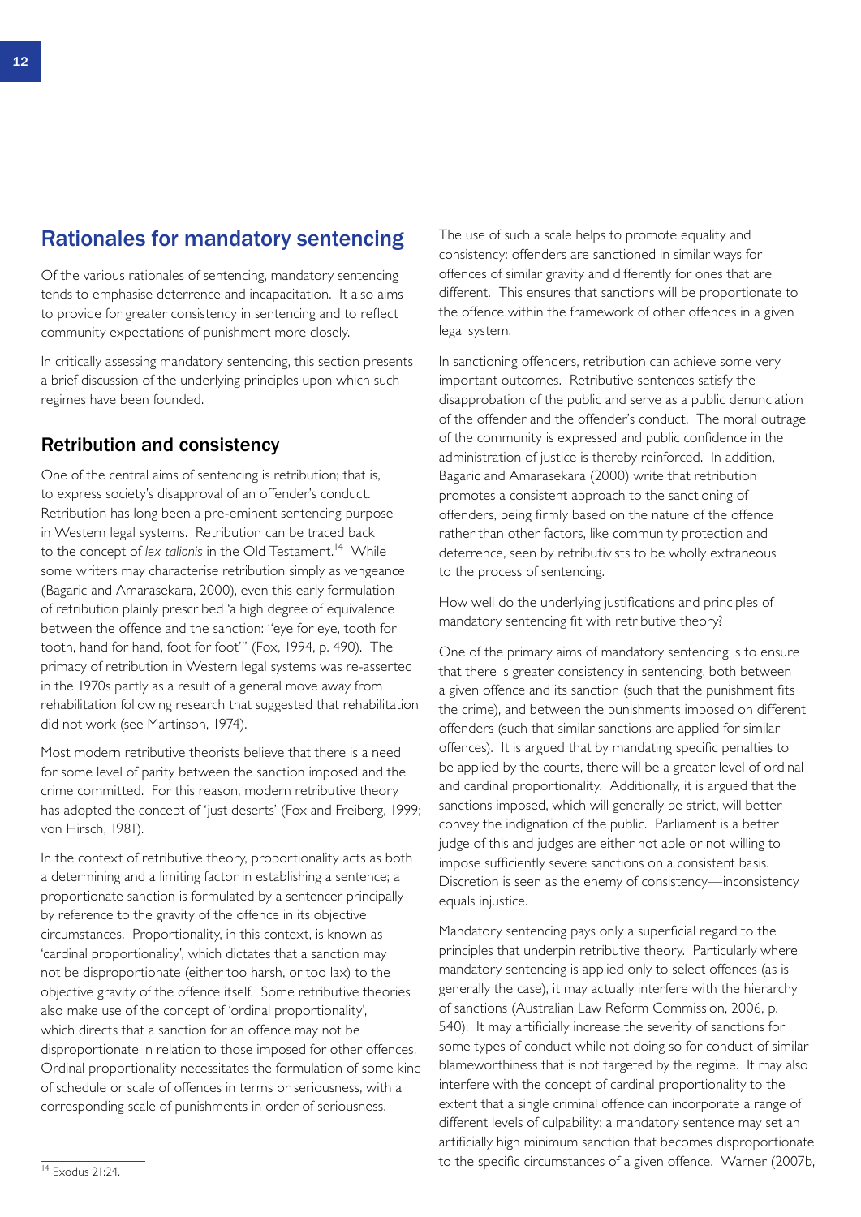## Rationales for mandatory sentencing

Of the various rationales of sentencing, mandatory sentencing tends to emphasise deterrence and incapacitation. It also aims to provide for greater consistency in sentencing and to reflect community expectations of punishment more closely.

In critically assessing mandatory sentencing, this section presents a brief discussion of the underlying principles upon which such regimes have been founded.

### Retribution and consistency

One of the central aims of sentencing is retribution; that is, to express society's disapproval of an offender's conduct. Retribution has long been a pre-eminent sentencing purpose in Western legal systems. Retribution can be traced back to the concept of *lex talionis* in the Old Testament.[14] While some writers may characterise retribution simply as vengeance (Bagaric and Amarasekara, 2000), even this early formulation of retribution plainly prescribed 'a high degree of equivalence between the offence and the sanction: "eye for eye, tooth for tooth, hand for hand, foot for foot"' (Fox, 1994, p. 490). The primacy of retribution in Western legal systems was re-asserted in the 1970s partly as a result of a general move away from rehabilitation following research that suggested that rehabilitation did not work (see Martinson, 1974).

Most modern retributive theorists believe that there is a need for some level of parity between the sanction imposed and the crime committed. For this reason, modern retributive theory has adopted the concept of 'just deserts' (Fox and Freiberg, 1999; von Hirsch, 1981).

In the context of retributive theory, proportionality acts as both a determining and a limiting factor in establishing a sentence; a proportionate sanction is formulated by a sentencer principally by reference to the gravity of the offence in its objective circumstances. Proportionality, in this context, is known as 'cardinal proportionality', which dictates that a sanction may not be disproportionate (either too harsh, or too lax) to the objective gravity of the offence itself. Some retributive theories also make use of the concept of 'ordinal proportionality', which directs that a sanction for an offence may not be disproportionate in relation to those imposed for other offences. Ordinal proportionality necessitates the formulation of some kind of schedule or scale of offences in terms or seriousness, with a corresponding scale of punishments in order of seriousness.

The use of such a scale helps to promote equality and consistency: offenders are sanctioned in similar ways for offences of similar gravity and differently for ones that are different. This ensures that sanctions will be proportionate to the offence within the framework of other offences in a given legal system.

In sanctioning offenders, retribution can achieve some very important outcomes. Retributive sentences satisfy the disapprobation of the public and serve as a public denunciation of the offender and the offender's conduct. The moral outrage of the community is expressed and public confidence in the administration of justice is thereby reinforced. In addition, Bagaric and Amarasekara (2000) write that retribution promotes a consistent approach to the sanctioning of offenders, being firmly based on the nature of the offence rather than other factors, like community protection and deterrence, seen by retributivists to be wholly extraneous to the process of sentencing.

How well do the underlying justifications and principles of mandatory sentencing fit with retributive theory?

One of the primary aims of mandatory sentencing is to ensure that there is greater consistency in sentencing, both between a given offence and its sanction (such that the punishment fits the crime), and between the punishments imposed on different offenders (such that similar sanctions are applied for similar offences). It is argued that by mandating specific penalties to be applied by the courts, there will be a greater level of ordinal and cardinal proportionality. Additionally, it is argued that the sanctions imposed, which will generally be strict, will better convey the indignation of the public. Parliament is a better judge of this and judges are either not able or not willing to impose sufficiently severe sanctions on a consistent basis. Discretion is seen as the enemy of consistency—inconsistency equals injustice.

Mandatory sentencing pays only a superficial regard to the principles that underpin retributive theory. Particularly where mandatory sentencing is applied only to select offences (as is generally the case), it may actually interfere with the hierarchy of sanctions (Australian Law Reform Commission, 2006, p. 540). It may artificially increase the severity of sanctions for some types of conduct while not doing so for conduct of similar blameworthiness that is not targeted by the regime. It may also interfere with the concept of cardinal proportionality to the extent that a single criminal offence can incorporate a range of different levels of culpability: a mandatory sentence may set an artificially high minimum sanction that becomes disproportionate to the specific circumstances of a given offence. Warner (2007b,

[14] Exodus 21:24.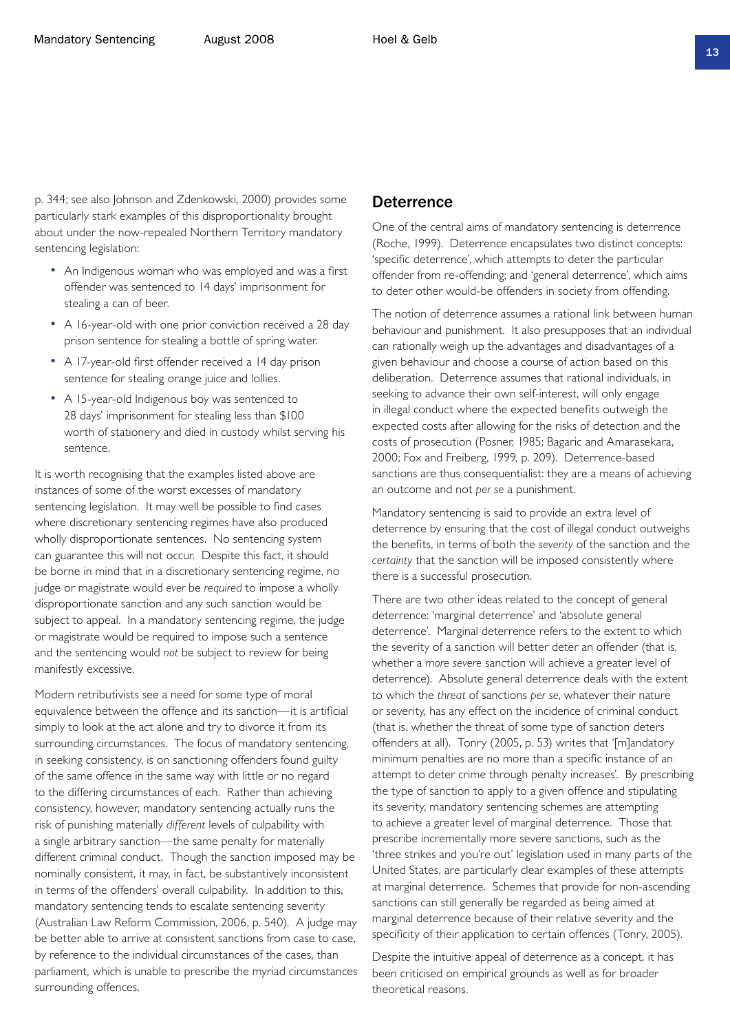p. 344; see also Johnson and Zdenkowski, 2000) provides some particularly stark examples of this disproportionality brought about under the now-repealed Northern Territory mandatory sentencing legislation:

- An Indigenous woman who was employed and was a first offender was sentenced to 14 days' imprisonment for stealing a can of beer.
- A 16-year-old with one prior conviction received a 28 day prison sentence for stealing a bottle of spring water.
- A 17-year-old first offender received a 14 day prison sentence for stealing orange juice and lollies.
- A 15-year-old Indigenous boy was sentenced to 28 days' imprisonment for stealing less than $100 worth of stationery and died in custody whilst serving his sentence.

It is worth recognising that the examples listed above are instances of some of the worst excesses of mandatory sentencing legislation. It may well be possible to find cases where discretionary sentencing regimes have also produced wholly disproportionate sentences. No sentencing system can guarantee this will not occur. Despite this fact, it should be borne in mind that in a discretionary sentencing regime, no judge or magistrate would *ever* be *required* to impose a wholly disproportionate sanction and any such sanction would be subject to appeal. In a mandatory sentencing regime, the judge or magistrate would be required to impose such a sentence and the sentencing would *not* be subject to review for being manifestly excessive.

Modern retributivists see a need for some type of moral equivalence between the offence and its sanction—it is artificial simply to look at the act alone and try to divorce it from its surrounding circumstances. The focus of mandatory sentencing, in seeking consistency, is on sanctioning offenders found guilty of the same offence in the same way with little or no regard to the differing circumstances of each. Rather than achieving consistency, however, mandatory sentencing actually runs the risk of punishing materially *different* levels of culpability with a single arbitrary sanction—the same penalty for materially different criminal conduct. Though the sanction imposed may be nominally consistent, it may, in fact, be substantively inconsistent in terms of the offenders' overall culpability. In addition to this, mandatory sentencing tends to escalate sentencing severity (Australian Law Reform Commission, 2006, p. 540). A judge may be better able to arrive at consistent sanctions from case to case, by reference to the individual circumstances of the cases, than parliament, which is unable to prescribe the myriad circumstances surrounding offences.

## Deterrence

One of the central aims of mandatory sentencing is deterrence (Roche, 1999). Deterrence encapsulates two distinct concepts: 'specific deterrence', which attempts to deter the particular offender from re-offending; and 'general deterrence', which aims to deter other would-be offenders in society from offending.

The notion of deterrence assumes a rational link between human behaviour and punishment. It also presupposes that an individual can rationally weigh up the advantages and disadvantages of a given behaviour and choose a course of action based on this deliberation. Deterrence assumes that rational individuals, in seeking to advance their own self-interest, will only engage in illegal conduct where the expected benefits outweigh the expected costs after allowing for the risks of detection and the costs of prosecution (Posner, 1985; Bagaric and Amarasekara, 2000; Fox and Freiberg, 1999, p. 209). Deterrence-based sanctions are thus consequentialist: they are a means of achieving an outcome and not *per se* a punishment.

Mandatory sentencing is said to provide an extra level of deterrence by ensuring that the cost of illegal conduct outweighs the benefits, in terms of both the *severity* of the sanction and the *certainty* that the sanction will be imposed consistently where there is a successful prosecution.

There are two other ideas related to the concept of general deterrence: 'marginal deterrence' and 'absolute general deterrence'. Marginal deterrence refers to the extent to which the severity of a sanction will better deter an offender (that is, whether a *more severe* sanction will achieve a greater level of deterrence). Absolute general deterrence deals with the extent to which the *threat* of sanctions *per se*, whatever their nature or severity, has any effect on the incidence of criminal conduct (that is, whether the threat of some type of sanction deters offenders at all). Tonry (2005, p. 53) writes that '[m]andatory minimum penalties are no more than a specific instance of an attempt to deter crime through penalty increases'. By prescribing the type of sanction to apply to a given offence and stipulating its severity, mandatory sentencing schemes are attempting to achieve a greater level of marginal deterrence. Those that prescribe incrementally more severe sanctions, such as the 'three strikes and you're out' legislation used in many parts of the United States, are particularly clear examples of these attempts at marginal deterrence. Schemes that provide for non-ascending sanctions can still generally be regarded as being aimed at marginal deterrence because of their relative severity and the specificity of their application to certain offences (Tonry, 2005).

Despite the intuitive appeal of deterrence as a concept, it has been criticised on empirical grounds as well as for broader theoretical reasons.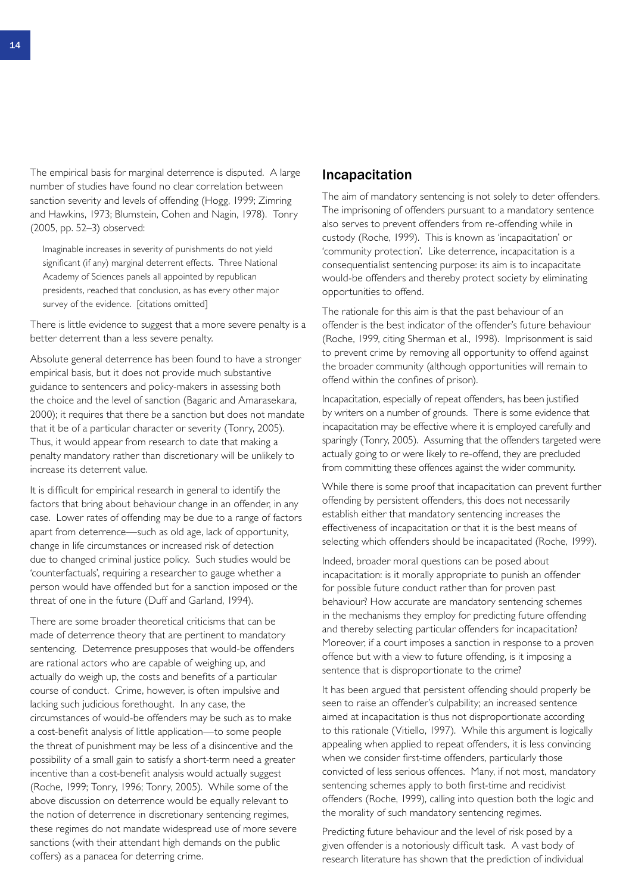The empirical basis for marginal deterrence is disputed. A large number of studies have found no clear correlation between sanction severity and levels of offending (Hogg, 1999; Zimring and Hawkins, 1973; Blumstein, Cohen and Nagin, 1978). Tonry (2005, pp. 52–3) observed:

> Imaginable increases in severity of punishments do not yield significant (if any) marginal deterrent effects. Three National Academy of Sciences panels all appointed by republican presidents, reached that conclusion, as has every other major survey of the evidence. [citations omitted]

There is little evidence to suggest that a more severe penalty is a better deterrent than a less severe penalty.

Absolute general deterrence has been found to have a stronger empirical basis, but it does not provide much substantive guidance to sentencers and policy-makers in assessing both the choice and the level of sanction (Bagaric and Amarasekara, 2000); it requires that there *be* a sanction but does not mandate that it be of a particular character or severity (Tonry, 2005). Thus, it would appear from research to date that making a penalty mandatory rather than discretionary will be unlikely to increase its deterrent value.

It is difficult for empirical research in general to identify the factors that bring about behaviour change in an offender, in any case. Lower rates of offending may be due to a range of factors apart from deterrence—such as old age, lack of opportunity, change in life circumstances or increased risk of detection due to changed criminal justice policy. Such studies would be 'counterfactuals', requiring a researcher to gauge whether a person would have offended but for a sanction imposed or the threat of one in the future (Duff and Garland, 1994).

There are some broader theoretical criticisms that can be made of deterrence theory that are pertinent to mandatory sentencing. Deterrence presupposes that would-be offenders are rational actors who are capable of weighing up, and actually do weigh up, the costs and benefits of a particular course of conduct. Crime, however, is often impulsive and lacking such judicious forethought. In any case, the circumstances of would-be offenders may be such as to make a cost-benefit analysis of little application—to some people the threat of punishment may be less of a disincentive and the possibility of a small gain to satisfy a short-term need a greater incentive than a cost-benefit analysis would actually suggest (Roche, 1999; Tonry, 1996; Tonry, 2005). While some of the above discussion on deterrence would be equally relevant to the notion of deterrence in discretionary sentencing regimes, these regimes do not mandate widespread use of more severe sanctions (with their attendant high demands on the public coffers) as a panacea for deterring crime.

## Incapacitation

The aim of mandatory sentencing is not solely to deter offenders. The imprisoning of offenders pursuant to a mandatory sentence also serves to prevent offenders from re-offending while in custody (Roche, 1999). This is known as 'incapacitation' or 'community protection'. Like deterrence, incapacitation is a consequentialist sentencing purpose: its aim is to incapacitate would-be offenders and thereby protect society by eliminating opportunities to offend.

The rationale for this aim is that the past behaviour of an offender is the best indicator of the offender's future behaviour (Roche, 1999, citing Sherman et al., 1998). Imprisonment is said to prevent crime by removing all opportunity to offend against the broader community (although opportunities will remain to offend within the confines of prison).

Incapacitation, especially of repeat offenders, has been justified by writers on a number of grounds. There is some evidence that incapacitation may be effective where it is employed carefully and sparingly (Tonry, 2005). Assuming that the offenders targeted were actually going to or were likely to re-offend, they are precluded from committing these offences against the wider community.

While there is some proof that incapacitation can prevent further offending by persistent offenders, this does not necessarily establish either that mandatory sentencing increases the effectiveness of incapacitation or that it is the best means of selecting which offenders should be incapacitated (Roche, 1999).

Indeed, broader moral questions can be posed about incapacitation: is it morally appropriate to punish an offender for possible future conduct rather than for proven past behaviour? How accurate are mandatory sentencing schemes in the mechanisms they employ for predicting future offending and thereby selecting particular offenders for incapacitation? Moreover, if a court imposes a sanction in response to a proven offence but with a view to future offending, is it imposing a sentence that is disproportionate to the crime?

It has been argued that persistent offending should properly be seen to raise an offender's culpability; an increased sentence aimed at incapacitation is thus not disproportionate according to this rationale (Vitiello, 1997). While this argument is logically appealing when applied to repeat offenders, it is less convincing when we consider first-time offenders, particularly those convicted of less serious offences. Many, if not most, mandatory sentencing schemes apply to both first-time and recidivist offenders (Roche, 1999), calling into question both the logic and the morality of such mandatory sentencing regimes.

Predicting future behaviour and the level of risk posed by a given offender is a notoriously difficult task. A vast body of research literature has shown that the prediction of individual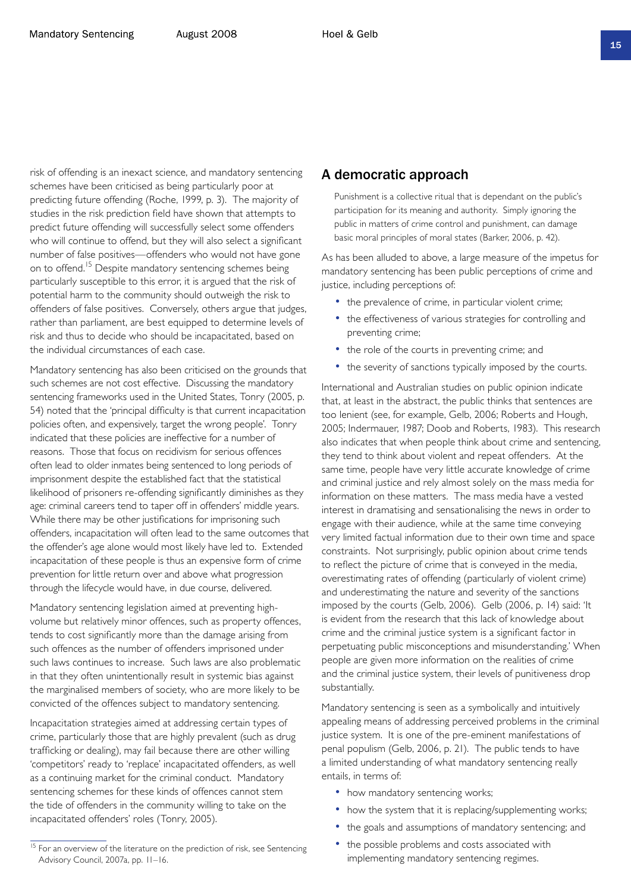risk of offending is an inexact science, and mandatory sentencing schemes have been criticised as being particularly poor at predicting future offending (Roche, 1999, p. 3). The majority of studies in the risk prediction field have shown that attempts to predict future offending will successfully select some offenders who will continue to offend, but they will also select a significant number of false positives—offenders who would not have gone on to offend.[15] Despite mandatory sentencing schemes being particularly susceptible to this error, it is argued that the risk of potential harm to the community should outweigh the risk to offenders of false positives. Conversely, others argue that judges, rather than parliament, are best equipped to determine levels of risk and thus to decide who should be incapacitated, based on the individual circumstances of each case.

Mandatory sentencing has also been criticised on the grounds that such schemes are not cost effective. Discussing the mandatory sentencing frameworks used in the United States, Tonry (2005, p. 54) noted that the 'principal difficulty is that current incapacitation policies often, and expensively, target the wrong people'. Tonry indicated that these policies are ineffective for a number of reasons. Those that focus on recidivism for serious offences often lead to older inmates being sentenced to long periods of imprisonment despite the established fact that the statistical likelihood of prisoners re-offending significantly diminishes as they age: criminal careers tend to taper off in offenders' middle years. While there may be other justifications for imprisoning such offenders, incapacitation will often lead to the same outcomes that the offender's age alone would most likely have led to. Extended incapacitation of these people is thus an expensive form of crime prevention for little return over and above what progression through the lifecycle would have, in due course, delivered.

Mandatory sentencing legislation aimed at preventing high-volume but relatively minor offences, such as property offences, tends to cost significantly more than the damage arising from such offences as the number of offenders imprisoned under such laws continues to increase. Such laws are also problematic in that they often unintentionally result in systemic bias against the marginalised members of society, who are more likely to be convicted of the offences subject to mandatory sentencing.

Incapacitation strategies aimed at addressing certain types of crime, particularly those that are highly prevalent (such as drug trafficking or dealing), may fail because there are other willing 'competitors' ready to 'replace' incapacitated offenders, as well as a continuing market for the criminal conduct. Mandatory sentencing schemes for these kinds of offences cannot stem the tide of offenders in the community willing to take on the incapacitated offenders' roles (Tonry, 2005).

[15] For an overview of the literature on the prediction of risk, see Sentencing Advisory Council, 2007a, pp. 11–16.

## A democratic approach

> Punishment is a collective ritual that is dependant on the public's participation for its meaning and authority. Simply ignoring the public in matters of crime control and punishment, can damage basic moral principles of moral states (Barker, 2006, p. 42).

As has been alluded to above, a large measure of the impetus for mandatory sentencing has been public perceptions of crime and justice, including perceptions of:

- the prevalence of crime, in particular violent crime;
- the effectiveness of various strategies for controlling and preventing crime;
- the role of the courts in preventing crime; and
- the severity of sanctions typically imposed by the courts.

International and Australian studies on public opinion indicate that, at least in the abstract, the public thinks that sentences are too lenient (see, for example, Gelb, 2006; Roberts and Hough, 2005; Indermauer, 1987; Doob and Roberts, 1983). This research also indicates that when people think about crime and sentencing, they tend to think about violent and repeat offenders. At the same time, people have very little accurate knowledge of crime and criminal justice and rely almost solely on the mass media for information on these matters. The mass media have a vested interest in dramatising and sensationalising the news in order to engage with their audience, while at the same time conveying very limited factual information due to their own time and space constraints. Not surprisingly, public opinion about crime tends to reflect the picture of crime that is conveyed in the media, overestimating rates of offending (particularly of violent crime) and underestimating the nature and severity of the sanctions imposed by the courts (Gelb, 2006). Gelb (2006, p. 14) said: 'It is evident from the research that this lack of knowledge about crime and the criminal justice system is a significant factor in perpetuating public misconceptions and misunderstanding.' When people are given more information on the realities of crime and the criminal justice system, their levels of punitiveness drop substantially.

Mandatory sentencing is seen as a symbolically and intuitively appealing means of addressing perceived problems in the criminal justice system. It is one of the pre-eminent manifestations of penal populism (Gelb, 2006, p. 21). The public tends to have a limited understanding of what mandatory sentencing really entails, in terms of:

- how mandatory sentencing works;
- how the system that it is replacing/supplementing works;
- the goals and assumptions of mandatory sentencing; and
- the possible problems and costs associated with implementing mandatory sentencing regimes.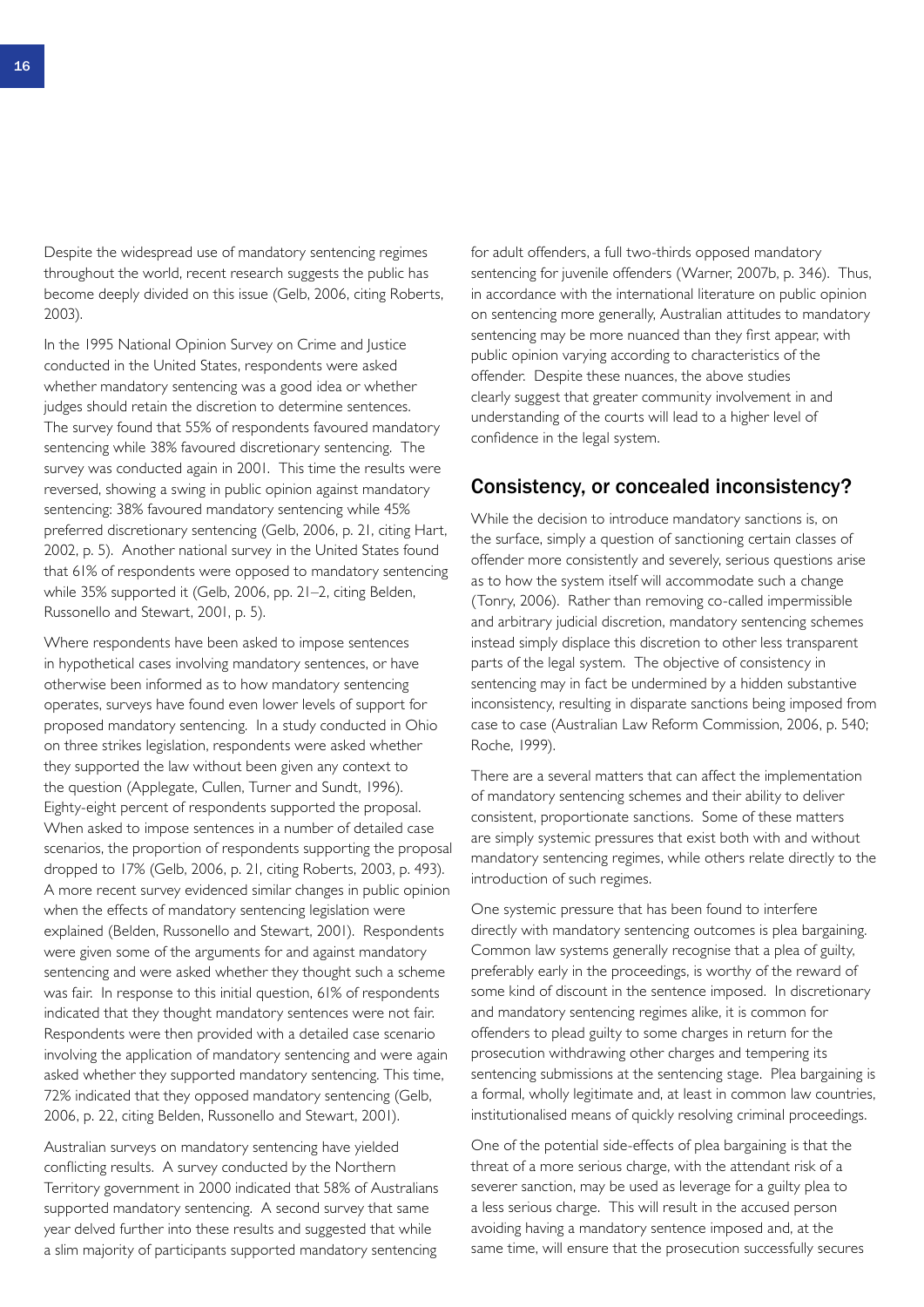Despite the widespread use of mandatory sentencing regimes throughout the world, recent research suggests the public has become deeply divided on this issue (Gelb, 2006, citing Roberts, 2003).

In the 1995 National Opinion Survey on Crime and Justice conducted in the United States, respondents were asked whether mandatory sentencing was a good idea or whether judges should retain the discretion to determine sentences. The survey found that 55% of respondents favoured mandatory sentencing while 38% favoured discretionary sentencing. The survey was conducted again in 2001. This time the results were reversed, showing a swing in public opinion against mandatory sentencing: 38% favoured mandatory sentencing while 45% preferred discretionary sentencing (Gelb, 2006, p. 21, citing Hart, 2002, p. 5). Another national survey in the United States found that 61% of respondents were opposed to mandatory sentencing while 35% supported it (Gelb, 2006, pp. 21–2, citing Belden, Russonello and Stewart, 2001, p. 5).

Where respondents have been asked to impose sentences in hypothetical cases involving mandatory sentences, or have otherwise been informed as to how mandatory sentencing operates, surveys have found even lower levels of support for proposed mandatory sentencing. In a study conducted in Ohio on three strikes legislation, respondents were asked whether they supported the law without been given any context to the question (Applegate, Cullen, Turner and Sundt, 1996). Eighty-eight percent of respondents supported the proposal. When asked to impose sentences in a number of detailed case scenarios, the proportion of respondents supporting the proposal dropped to 17% (Gelb, 2006, p. 21, citing Roberts, 2003, p. 493). A more recent survey evidenced similar changes in public opinion when the effects of mandatory sentencing legislation were explained (Belden, Russonello and Stewart, 2001). Respondents were given some of the arguments for and against mandatory sentencing and were asked whether they thought such a scheme was fair. In response to this initial question, 61% of respondents indicated that they thought mandatory sentences were not fair. Respondents were then provided with a detailed case scenario involving the application of mandatory sentencing and were again asked whether they supported mandatory sentencing. This time, 72% indicated that they opposed mandatory sentencing (Gelb, 2006, p. 22, citing Belden, Russonello and Stewart, 2001).

Australian surveys on mandatory sentencing have yielded conflicting results. A survey conducted by the Northern Territory government in 2000 indicated that 58% of Australians supported mandatory sentencing. A second survey that same year delved further into these results and suggested that while a slim majority of participants supported mandatory sentencing for adult offenders, a full two-thirds opposed mandatory sentencing for juvenile offenders (Warner, 2007b, p. 346). Thus, in accordance with the international literature on public opinion on sentencing more generally, Australian attitudes to mandatory sentencing may be more nuanced than they first appear, with public opinion varying according to characteristics of the offender. Despite these nuances, the above studies clearly suggest that greater community involvement in and understanding of the courts will lead to a higher level of confidence in the legal system.

## Consistency, or concealed inconsistency?

While the decision to introduce mandatory sanctions is, on the surface, simply a question of sanctioning certain classes of offender more consistently and severely, serious questions arise as to how the system itself will accommodate such a change (Tonry, 2006). Rather than removing co-called impermissible and arbitrary judicial discretion, mandatory sentencing schemes instead simply displace this discretion to other less transparent parts of the legal system. The objective of consistency in sentencing may in fact be undermined by a hidden substantive inconsistency, resulting in disparate sanctions being imposed from case to case (Australian Law Reform Commission, 2006, p. 540; Roche, 1999).

There are a several matters that can affect the implementation of mandatory sentencing schemes and their ability to deliver consistent, proportionate sanctions. Some of these matters are simply systemic pressures that exist both with and without mandatory sentencing regimes, while others relate directly to the introduction of such regimes.

One systemic pressure that has been found to interfere directly with mandatory sentencing outcomes is plea bargaining. Common law systems generally recognise that a plea of guilty, preferably early in the proceedings, is worthy of the reward of some kind of discount in the sentence imposed. In discretionary and mandatory sentencing regimes alike, it is common for offenders to plead guilty to some charges in return for the prosecution withdrawing other charges and tempering its sentencing submissions at the sentencing stage. Plea bargaining is a formal, wholly legitimate and, at least in common law countries, institutionalised means of quickly resolving criminal proceedings.

One of the potential side-effects of plea bargaining is that the threat of a more serious charge, with the attendant risk of a severer sanction, may be used as leverage for a guilty plea to a less serious charge. This will result in the accused person avoiding having a mandatory sentence imposed and, at the same time, will ensure that the prosecution successfully secures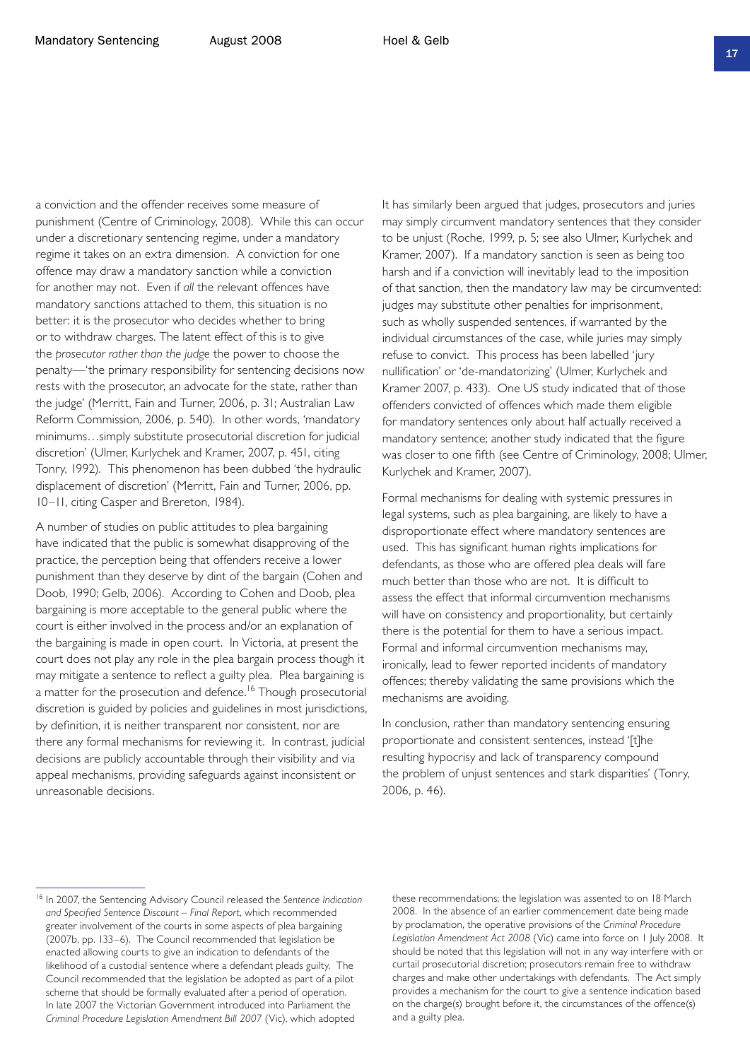a conviction and the offender receives some measure of punishment (Centre of Criminology, 2008). While this can occur under a discretionary sentencing regime, under a mandatory regime it takes on an extra dimension. A conviction for one offence may draw a mandatory sanction while a conviction for another may not. Even if *all* the relevant offences have mandatory sanctions attached to them, this situation is no better: it is the prosecutor who decides whether to bring or to withdraw charges. The latent effect of this is to give the *prosecutor rather than the judge* the power to choose the penalty—'the primary responsibility for sentencing decisions now rests with the prosecutor, an advocate for the state, rather than the judge' (Merritt, Fain and Turner, 2006, p. 31; Australian Law Reform Commission, 2006, p. 540). In other words, 'mandatory minimums…simply substitute prosecutorial discretion for judicial discretion' (Ulmer, Kurlychek and Kramer, 2007, p. 451, citing Tonry, 1992). This phenomenon has been dubbed 'the hydraulic displacement of discretion' (Merritt, Fain and Turner, 2006, pp. 10–11, citing Casper and Brereton, 1984).

A number of studies on public attitudes to plea bargaining have indicated that the public is somewhat disapproving of the practice, the perception being that offenders receive a lower punishment than they deserve by dint of the bargain (Cohen and Doob, 1990; Gelb, 2006). According to Cohen and Doob, plea bargaining is more acceptable to the general public where the court is either involved in the process and/or an explanation of the bargaining is made in open court. In Victoria, at present the court does not play any role in the plea bargain process though it may mitigate a sentence to reflect a guilty plea. Plea bargaining is a matter for the prosecution and defence.[16] Though prosecutorial discretion is guided by policies and guidelines in most jurisdictions, by definition, it is neither transparent nor consistent, nor are there any formal mechanisms for reviewing it. In contrast, judicial decisions are publicly accountable through their visibility and via appeal mechanisms, providing safeguards against inconsistent or unreasonable decisions.

It has similarly been argued that judges, prosecutors and juries may simply circumvent mandatory sentences that they consider to be unjust (Roche, 1999, p. 5; see also Ulmer, Kurlychek and Kramer, 2007). If a mandatory sanction is seen as being too harsh and if a conviction will inevitably lead to the imposition of that sanction, then the mandatory law may be circumvented: judges may substitute other penalties for imprisonment, such as wholly suspended sentences, if warranted by the individual circumstances of the case, while juries may simply refuse to convict. This process has been labelled 'jury nullification' or 'de-mandatorizing' (Ulmer, Kurlychek and Kramer 2007, p. 433). One US study indicated that of those offenders convicted of offences which made them eligible for mandatory sentences only about half actually received a mandatory sentence; another study indicated that the figure was closer to one fifth (see Centre of Criminology, 2008; Ulmer, Kurlychek and Kramer, 2007).

Formal mechanisms for dealing with systemic pressures in legal systems, such as plea bargaining, are likely to have a disproportionate effect where mandatory sentences are used. This has significant human rights implications for defendants, as those who are offered plea deals will fare much better than those who are not. It is difficult to assess the effect that informal circumvention mechanisms will have on consistency and proportionality, but certainly there is the potential for them to have a serious impact. Formal and informal circumvention mechanisms may, ironically, lead to fewer reported incidents of mandatory offences; thereby validating the same provisions which the mechanisms are avoiding.

In conclusion, rather than mandatory sentencing ensuring proportionate and consistent sentences, instead '[t]he resulting hypocrisy and lack of transparency compound the problem of unjust sentences and stark disparities' (Tonry, 2006, p. 46).

---

[16] In 2007, the Sentencing Advisory Council released the *Sentence Indication and Specified Sentence Discount – Final Report*, which recommended greater involvement of the courts in some aspects of plea bargaining (2007b, pp. 133–6). The Council recommended that legislation be enacted allowing courts to give an indication to defendants of the likelihood of a custodial sentence where a defendant pleads guilty. The Council recommended that the legislation be adopted as part of a pilot scheme that should be formally evaluated after a period of operation. In late 2007 the Victorian Government introduced into Parliament the *Criminal Procedure Legislation Amendment Bill 2007* (Vic), which adopted these recommendations; the legislation was assented to on 18 March 2008. In the absence of an earlier commencement date being made by proclamation, the operative provisions of the *Criminal Procedure Legislation Amendment Act 2008* (Vic) came into force on 1 July 2008. It should be noted that this legislation will not in any way interfere with or curtail prosecutorial discretion; prosecutors remain free to withdraw charges and make other undertakings with defendants. The Act simply provides a mechanism for the court to give a sentence indication based on the charge(s) brought before it, the circumstances of the offence(s) and a guilty plea.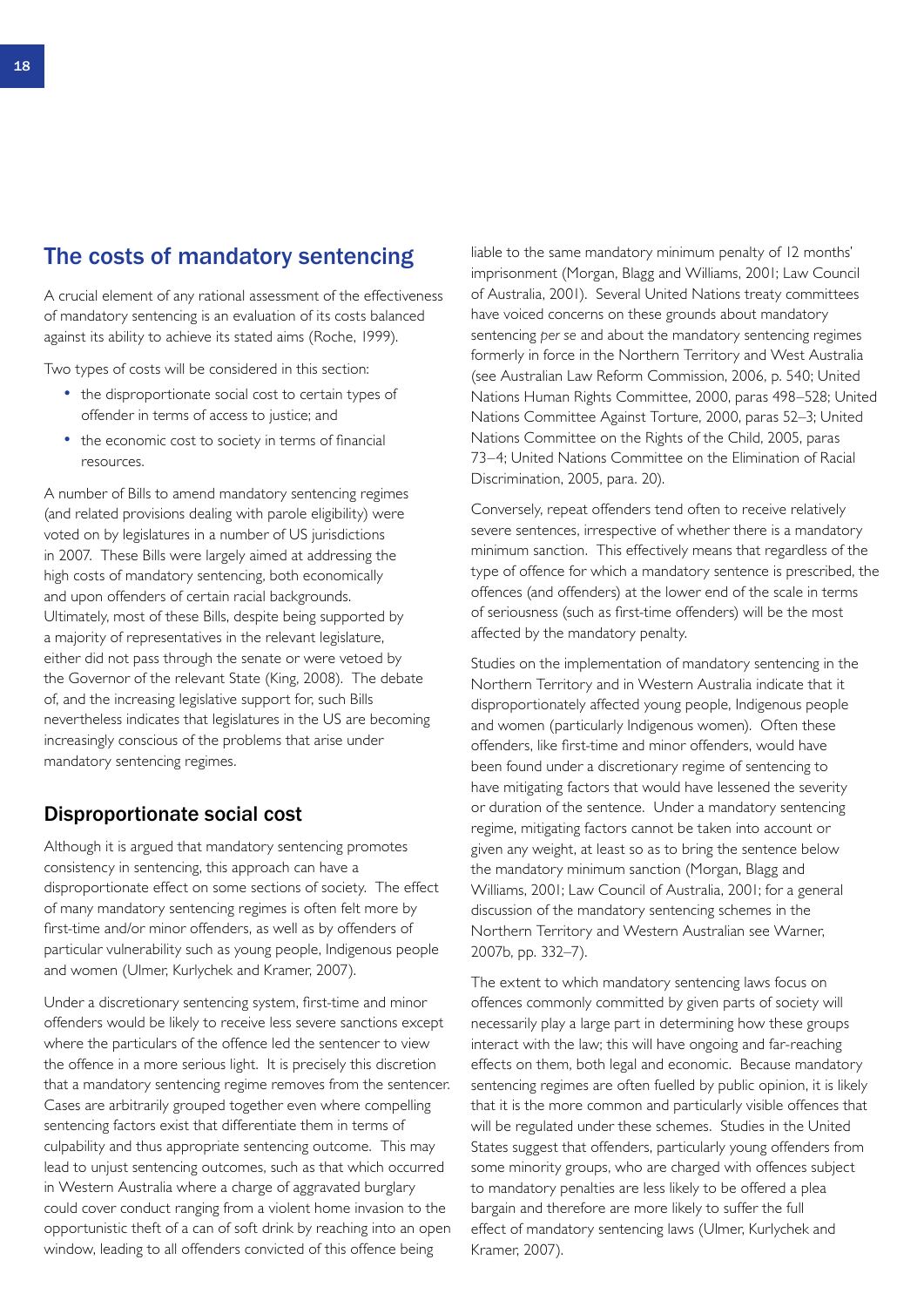## The costs of mandatory sentencing

A crucial element of any rational assessment of the effectiveness of mandatory sentencing is an evaluation of its costs balanced against its ability to achieve its stated aims (Roche, 1999).

Two types of costs will be considered in this section:

- the disproportionate social cost to certain types of offender in terms of access to justice; and
- the economic cost to society in terms of financial resources.

A number of Bills to amend mandatory sentencing regimes (and related provisions dealing with parole eligibility) were voted on by legislatures in a number of US jurisdictions in 2007. These Bills were largely aimed at addressing the high costs of mandatory sentencing, both economically and upon offenders of certain racial backgrounds. Ultimately, most of these Bills, despite being supported by a majority of representatives in the relevant legislature, either did not pass through the senate or were vetoed by the Governor of the relevant State (King, 2008). The debate of, and the increasing legislative support for, such Bills nevertheless indicates that legislatures in the US are becoming increasingly conscious of the problems that arise under mandatory sentencing regimes.

### Disproportionate social cost

Although it is argued that mandatory sentencing promotes consistency in sentencing, this approach can have a disproportionate effect on some sections of society. The effect of many mandatory sentencing regimes is often felt more by first-time and/or minor offenders, as well as by offenders of particular vulnerability such as young people, Indigenous people and women (Ulmer, Kurlychek and Kramer, 2007).

Under a discretionary sentencing system, first-time and minor offenders would be likely to receive less severe sanctions except where the particulars of the offence led the sentencer to view the offence in a more serious light. It is precisely this discretion that a mandatory sentencing regime removes from the sentencer. Cases are arbitrarily grouped together even where compelling sentencing factors exist that differentiate them in terms of culpability and thus appropriate sentencing outcome. This may lead to unjust sentencing outcomes, such as that which occurred in Western Australia where a charge of aggravated burglary could cover conduct ranging from a violent home invasion to the opportunistic theft of a can of soft drink by reaching into an open window, leading to all offenders convicted of this offence being liable to the same mandatory minimum penalty of 12 months' imprisonment (Morgan, Blagg and Williams, 2001; Law Council of Australia, 2001). Several United Nations treaty committees have voiced concerns on these grounds about mandatory sentencing *per se* and about the mandatory sentencing regimes formerly in force in the Northern Territory and West Australia (see Australian Law Reform Commission, 2006, p. 540; United Nations Human Rights Committee, 2000, paras 498–528; United Nations Committee Against Torture, 2000, paras 52–3; United Nations Committee on the Rights of the Child, 2005, paras 73–4; United Nations Committee on the Elimination of Racial Discrimination, 2005, para. 20).

Conversely, repeat offenders tend often to receive relatively severe sentences, irrespective of whether there is a mandatory minimum sanction. This effectively means that regardless of the type of offence for which a mandatory sentence is prescribed, the offences (and offenders) at the lower end of the scale in terms of seriousness (such as first-time offenders) will be the most affected by the mandatory penalty.

Studies on the implementation of mandatory sentencing in the Northern Territory and in Western Australia indicate that it disproportionately affected young people, Indigenous people and women (particularly Indigenous women). Often these offenders, like first-time and minor offenders, would have been found under a discretionary regime of sentencing to have mitigating factors that would have lessened the severity or duration of the sentence. Under a mandatory sentencing regime, mitigating factors cannot be taken into account or given any weight, at least so as to bring the sentence below the mandatory minimum sanction (Morgan, Blagg and Williams, 2001; Law Council of Australia, 2001; for a general discussion of the mandatory sentencing schemes in the Northern Territory and Western Australian see Warner, 2007b, pp. 332–7).

The extent to which mandatory sentencing laws focus on offences commonly committed by given parts of society will necessarily play a large part in determining how these groups interact with the law; this will have ongoing and far-reaching effects on them, both legal and economic. Because mandatory sentencing regimes are often fuelled by public opinion, it is likely that it is the more common and particularly visible offences that will be regulated under these schemes. Studies in the United States suggest that offenders, particularly young offenders from some minority groups, who are charged with offences subject to mandatory penalties are less likely to be offered a plea bargain and therefore are more likely to suffer the full effect of mandatory sentencing laws (Ulmer, Kurlychek and Kramer, 2007).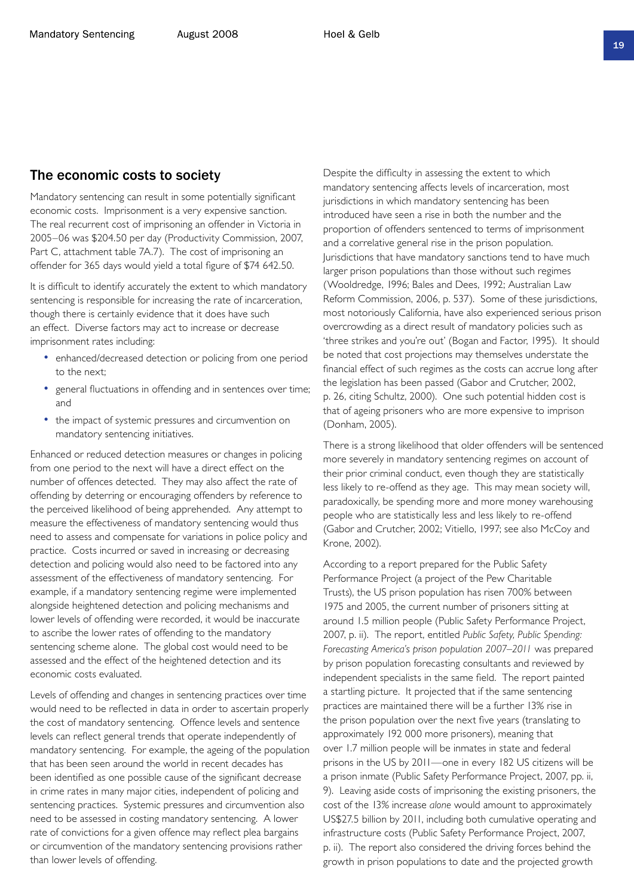## The economic costs to society

Mandatory sentencing can result in some potentially significant economic costs. Imprisonment is a very expensive sanction. The real recurrent cost of imprisoning an offender in Victoria in 2005–06 was $204.50 per day (Productivity Commission, 2007, Part C, attachment table 7A.7). The cost of imprisoning an offender for 365 days would yield a total figure of $74 642.50.

It is difficult to identify accurately the extent to which mandatory sentencing is responsible for increasing the rate of incarceration, though there is certainly evidence that it does have such an effect. Diverse factors may act to increase or decrease imprisonment rates including:

- enhanced/decreased detection or policing from one period to the next;
- general fluctuations in offending and in sentences over time; and
- the impact of systemic pressures and circumvention on mandatory sentencing initiatives.

Enhanced or reduced detection measures or changes in policing from one period to the next will have a direct effect on the number of offences detected. They may also affect the rate of offending by deterring or encouraging offenders by reference to the perceived likelihood of being apprehended. Any attempt to measure the effectiveness of mandatory sentencing would thus need to assess and compensate for variations in police policy and practice. Costs incurred or saved in increasing or decreasing detection and policing would also need to be factored into any assessment of the effectiveness of mandatory sentencing. For example, if a mandatory sentencing regime were implemented alongside heightened detection and policing mechanisms and lower levels of offending were recorded, it would be inaccurate to ascribe the lower rates of offending to the mandatory sentencing scheme alone. The global cost would need to be assessed and the effect of the heightened detection and its economic costs evaluated.

Levels of offending and changes in sentencing practices over time would need to be reflected in data in order to ascertain properly the cost of mandatory sentencing. Offence levels and sentence levels can reflect general trends that operate independently of mandatory sentencing. For example, the ageing of the population that has been seen around the world in recent decades has been identified as one possible cause of the significant decrease in crime rates in many major cities, independent of policing and sentencing practices. Systemic pressures and circumvention also need to be assessed in costing mandatory sentencing. A lower rate of convictions for a given offence may reflect plea bargains or circumvention of the mandatory sentencing provisions rather than lower levels of offending.

Despite the difficulty in assessing the extent to which mandatory sentencing affects levels of incarceration, most jurisdictions in which mandatory sentencing has been introduced have seen a rise in both the number and the proportion of offenders sentenced to terms of imprisonment and a correlative general rise in the prison population. Jurisdictions that have mandatory sanctions tend to have much larger prison populations than those without such regimes (Wooldredge, 1996; Bales and Dees, 1992; Australian Law Reform Commission, 2006, p. 537). Some of these jurisdictions, most notoriously California, have also experienced serious prison overcrowding as a direct result of mandatory policies such as 'three strikes and you're out' (Bogan and Factor, 1995). It should be noted that cost projections may themselves understate the financial effect of such regimes as the costs can accrue long after the legislation has been passed (Gabor and Crutcher, 2002, p. 26, citing Schultz, 2000). One such potential hidden cost is that of ageing prisoners who are more expensive to imprison (Donham, 2005).

There is a strong likelihood that older offenders will be sentenced more severely in mandatory sentencing regimes on account of their prior criminal conduct, even though they are statistically less likely to re-offend as they age. This may mean society will, paradoxically, be spending more and more money warehousing people who are statistically less and less likely to re-offend (Gabor and Crutcher, 2002; Vitiello, 1997; see also McCoy and Krone, 2002).

According to a report prepared for the Public Safety Performance Project (a project of the Pew Charitable Trusts), the US prison population has risen 700% between 1975 and 2005, the current number of prisoners sitting at around 1.5 million people (Public Safety Performance Project, 2007, p. ii). The report, entitled *Public Safety, Public Spending: Forecasting America's prison population 2007–2011* was prepared by prison population forecasting consultants and reviewed by independent specialists in the same field. The report painted a startling picture. It projected that if the same sentencing practices are maintained there will be a further 13% rise in the prison population over the next five years (translating to approximately 192 000 more prisoners), meaning that over 1.7 million people will be inmates in state and federal prisons in the US by 2011—one in every 182 US citizens will be a prison inmate (Public Safety Performance Project, 2007, pp. ii, 9). Leaving aside costs of imprisoning the existing prisoners, the cost of the 13% increase *alone* would amount to approximately US$27.5 billion by 2011, including both cumulative operating and infrastructure costs (Public Safety Performance Project, 2007, p. ii). The report also considered the driving forces behind the growth in prison populations to date and the projected growth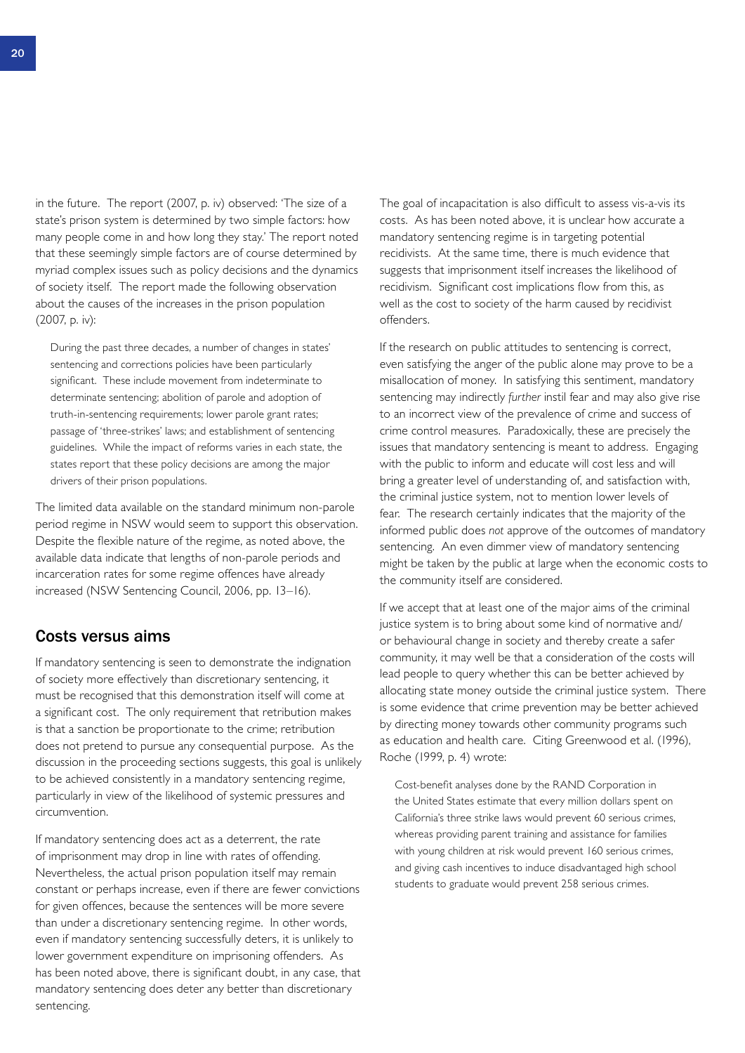in the future. The report (2007, p. iv) observed: 'The size of a state's prison system is determined by two simple factors: how many people come in and how long they stay.' The report noted that these seemingly simple factors are of course determined by myriad complex issues such as policy decisions and the dynamics of society itself. The report made the following observation about the causes of the increases in the prison population (2007, p. iv):

> During the past three decades, a number of changes in states' sentencing and corrections policies have been particularly significant. These include movement from indeterminate to determinate sentencing; abolition of parole and adoption of truth-in-sentencing requirements; lower parole grant rates; passage of 'three-strikes' laws; and establishment of sentencing guidelines. While the impact of reforms varies in each state, the states report that these policy decisions are among the major drivers of their prison populations.

The limited data available on the standard minimum non-parole period regime in NSW would seem to support this observation. Despite the flexible nature of the regime, as noted above, the available data indicate that lengths of non-parole periods and incarceration rates for some regime offences have already increased (NSW Sentencing Council, 2006, pp. 13–16).

## Costs versus aims

If mandatory sentencing is seen to demonstrate the indignation of society more effectively than discretionary sentencing, it must be recognised that this demonstration itself will come at a significant cost. The only requirement that retribution makes is that a sanction be proportionate to the crime; retribution does not pretend to pursue any consequential purpose. As the discussion in the proceeding sections suggests, this goal is unlikely to be achieved consistently in a mandatory sentencing regime, particularly in view of the likelihood of systemic pressures and circumvention.

If mandatory sentencing does act as a deterrent, the rate of imprisonment may drop in line with rates of offending. Nevertheless, the actual prison population itself may remain constant or perhaps increase, even if there are fewer convictions for given offences, because the sentences will be more severe than under a discretionary sentencing regime. In other words, even if mandatory sentencing successfully deters, it is unlikely to lower government expenditure on imprisoning offenders. As has been noted above, there is significant doubt, in any case, that mandatory sentencing does deter any better than discretionary sentencing.

The goal of incapacitation is also difficult to assess vis-a-vis its costs. As has been noted above, it is unclear how accurate a mandatory sentencing regime is in targeting potential recidivists. At the same time, there is much evidence that suggests that imprisonment itself increases the likelihood of recidivism. Significant cost implications flow from this, as well as the cost to society of the harm caused by recidivist offenders.

If the research on public attitudes to sentencing is correct, even satisfying the anger of the public alone may prove to be a misallocation of money. In satisfying this sentiment, mandatory sentencing may indirectly *further* instil fear and may also give rise to an incorrect view of the prevalence of crime and success of crime control measures. Paradoxically, these are precisely the issues that mandatory sentencing is meant to address. Engaging with the public to inform and educate will cost less and will bring a greater level of understanding of, and satisfaction with, the criminal justice system, not to mention lower levels of fear. The research certainly indicates that the majority of the informed public does *not* approve of the outcomes of mandatory sentencing. An even dimmer view of mandatory sentencing might be taken by the public at large when the economic costs to the community itself are considered.

If we accept that at least one of the major aims of the criminal justice system is to bring about some kind of normative and/or behavioural change in society and thereby create a safer community, it may well be that a consideration of the costs will lead people to query whether this can be better achieved by allocating state money outside the criminal justice system. There is some evidence that crime prevention may be better achieved by directing money towards other community programs such as education and health care. Citing Greenwood et al. (1996), Roche (1999, p. 4) wrote:

> Cost-benefit analyses done by the RAND Corporation in the United States estimate that every million dollars spent on California's three strike laws would prevent 60 serious crimes, whereas providing parent training and assistance for families with young children at risk would prevent 160 serious crimes, and giving cash incentives to induce disadvantaged high school students to graduate would prevent 258 serious crimes.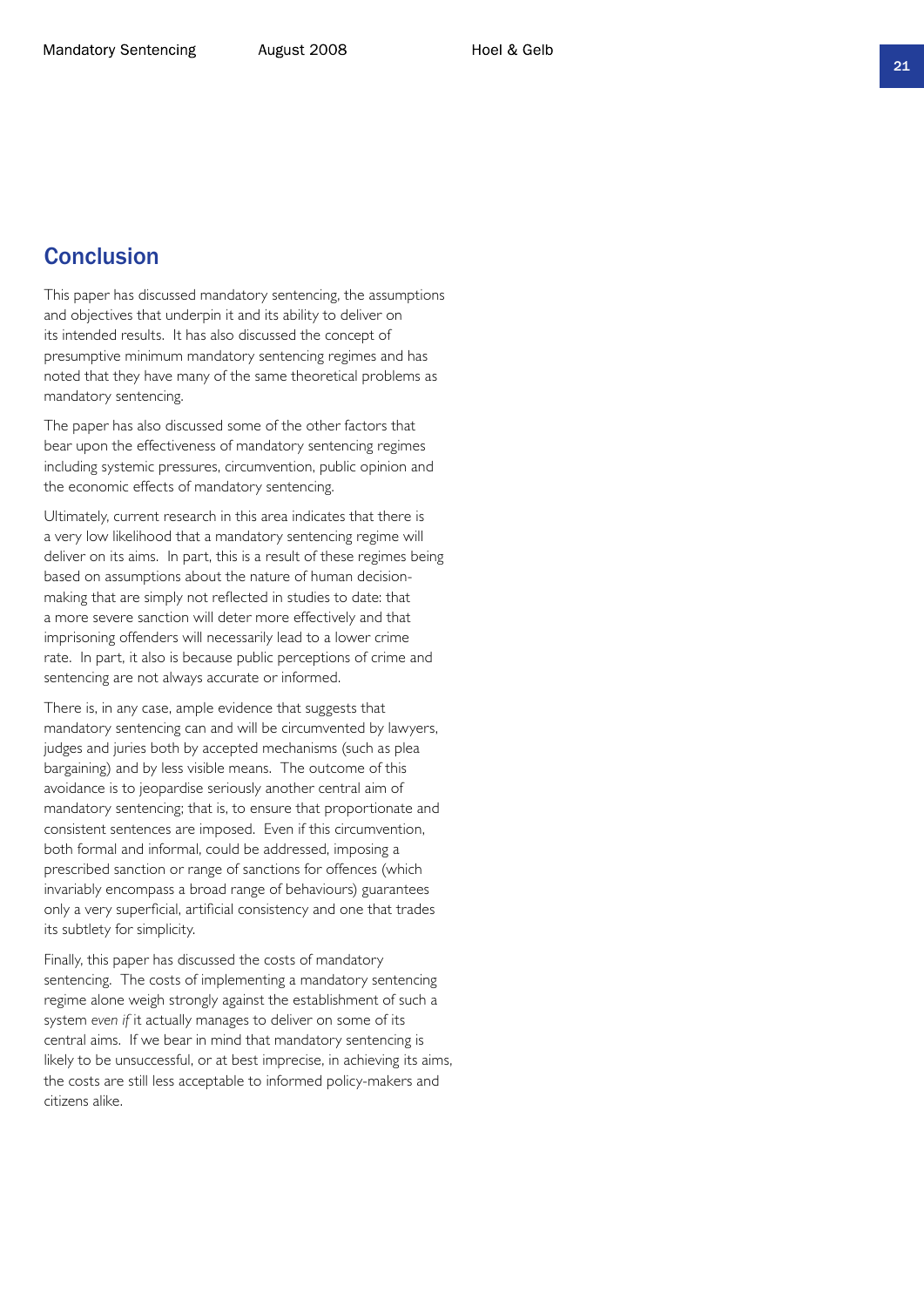## Conclusion

This paper has discussed mandatory sentencing, the assumptions and objectives that underpin it and its ability to deliver on its intended results. It has also discussed the concept of presumptive minimum mandatory sentencing regimes and has noted that they have many of the same theoretical problems as mandatory sentencing.

The paper has also discussed some of the other factors that bear upon the effectiveness of mandatory sentencing regimes including systemic pressures, circumvention, public opinion and the economic effects of mandatory sentencing.

Ultimately, current research in this area indicates that there is a very low likelihood that a mandatory sentencing regime will deliver on its aims. In part, this is a result of these regimes being based on assumptions about the nature of human decision-making that are simply not reflected in studies to date: that a more severe sanction will deter more effectively and that imprisoning offenders will necessarily lead to a lower crime rate. In part, it also is because public perceptions of crime and sentencing are not always accurate or informed.

There is, in any case, ample evidence that suggests that mandatory sentencing can and will be circumvented by lawyers, judges and juries both by accepted mechanisms (such as plea bargaining) and by less visible means. The outcome of this avoidance is to jeopardise seriously another central aim of mandatory sentencing; that is, to ensure that proportionate and consistent sentences are imposed. Even if this circumvention, both formal and informal, could be addressed, imposing a prescribed sanction or range of sanctions for offences (which invariably encompass a broad range of behaviours) guarantees only a very superficial, artificial consistency and one that trades its subtlety for simplicity.

Finally, this paper has discussed the costs of mandatory sentencing. The costs of implementing a mandatory sentencing regime alone weigh strongly against the establishment of such a system *even if* it actually manages to deliver on some of its central aims. If we bear in mind that mandatory sentencing is likely to be unsuccessful, or at best imprecise, in achieving its aims, the costs are still less acceptable to informed policy-makers and citizens alike.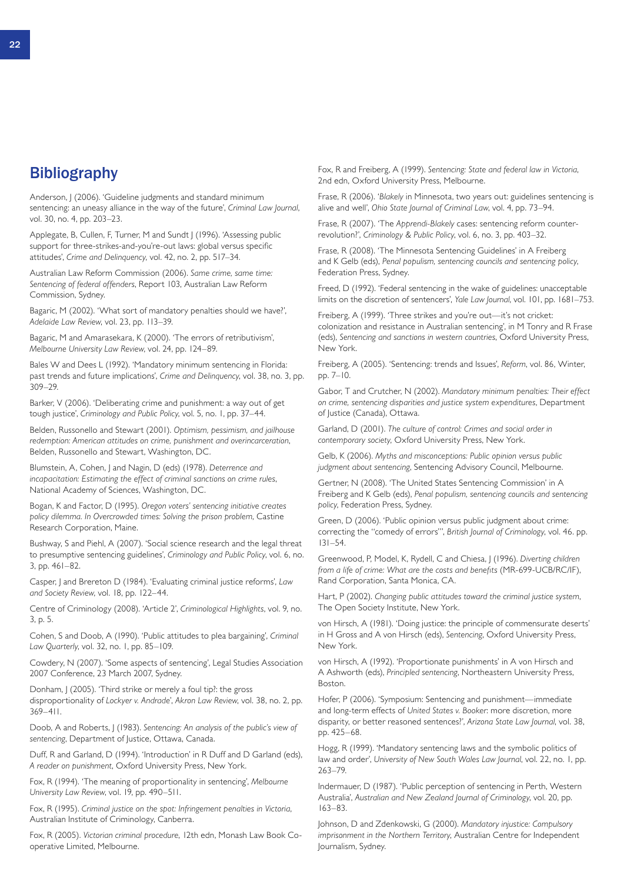# Bibliography

Anderson, J (2006). 'Guideline judgments and standard minimum sentencing: an uneasy alliance in the way of the future', *Criminal Law Journal*, vol. 30, no. 4, pp. 203–23.

Applegate, B, Cullen, F, Turner, M and Sundt J (1996). 'Assessing public support for three-strikes-and-you're-out laws: global versus specific attitudes', *Crime and Delinquency*, vol. 42, no. 2, pp. 517–34.

Australian Law Reform Commission (2006). *Same crime, same time: Sentencing of federal offenders*, Report 103, Australian Law Reform Commission, Sydney.

Bagaric, M (2002). 'What sort of mandatory penalties should we have?', *Adelaide Law Review*, vol. 23, pp. 113–39.

Bagaric, M and Amarasekara, K (2000). 'The errors of retributivism', *Melbourne University Law Review*, vol. 24, pp. 124–89.

Bales W and Dees L (1992). 'Mandatory minimum sentencing in Florida: past trends and future implications', *Crime and Delinquency*, vol. 38, no. 3, pp. 309–29.

Barker, V (2006). 'Deliberating crime and punishment: a way out of get tough justice', *Criminology and Public Policy*, vol. 5, no. 1, pp. 37–44.

Belden, Russonello and Stewart (2001). *Optimism, pessimism, and jailhouse redemption: American attitudes on crime, punishment and overincarceration*, Belden, Russonello and Stewart, Washington, DC.

Blumstein, A, Cohen, J and Nagin, D (eds) (1978). *Deterrence and incapacitation: Estimating the effect of criminal sanctions on crime rules*, National Academy of Sciences, Washington, DC.

Bogan, K and Factor, D (1995). *Oregon voters' sentencing initiative creates policy dilemma. In Overcrowded times: Solving the prison problem*, Castine Research Corporation, Maine.

Bushway, S and Piehl, A (2007). 'Social science research and the legal threat to presumptive sentencing guidelines', *Criminology and Public Policy*, vol. 6, no. 3, pp. 461–82.

Casper, J and Brereton D (1984). 'Evaluating criminal justice reforms', *Law and Society Review*, vol. 18, pp. 122–44.

Centre of Criminology (2008). 'Article 2', *Criminological Highlights*, vol. 9, no. 3, p. 5.

Cohen, S and Doob, A (1990). 'Public attitudes to plea bargaining', *Criminal Law Quarterly*, vol. 32, no. 1, pp. 85–109.

Cowdery, N (2007). 'Some aspects of sentencing', Legal Studies Association 2007 Conference, 23 March 2007, Sydney.

Donham, J (2005). 'Third strike or merely a foul tip?: the gross disproportionality of *Lockyer v. Andrade*', *Akron Law Review*, vol. 38, no. 2, pp. 369–411.

Doob, A and Roberts, J (1983). *Sentencing: An analysis of the public's view of sentencing*, Department of Justice, Ottawa, Canada.

Duff, R and Garland, D (1994). 'Introduction' in R Duff and D Garland (eds), *A reader on punishment*, Oxford University Press, New York.

Fox, R (1994). 'The meaning of proportionality in sentencing', *Melbourne University Law Review*, vol. 19, pp. 490–511.

Fox, R (1995). *Criminal justice on the spot: Infringement penalties in Victoria*, Australian Institute of Criminology, Canberra.

Fox, R (2005). *Victorian criminal procedure*, 12th edn, Monash Law Book Co-operative Limited, Melbourne.

Fox, R and Freiberg, A (1999). *Sentencing: State and federal law in Victoria*, 2nd edn, Oxford University Press, Melbourne.

Frase, R (2006). '*Blakely* in Minnesota, two years out: guidelines sentencing is alive and well', *Ohio State Journal of Criminal Law*, vol. 4, pp. 73–94.

Frase, R (2007). 'The *Apprendi-Blakely* cases: sentencing reform counter-revolution?', *Criminology & Public Policy*, vol. 6, no. 3, pp. 403–32.

Frase, R (2008). 'The Minnesota Sentencing Guidelines' in A Freiberg and K Gelb (eds), *Penal populism, sentencing councils and sentencing policy*, Federation Press, Sydney.

Freed, D (1992). 'Federal sentencing in the wake of guidelines: unacceptable limits on the discretion of sentencers', *Yale Law Journal*, vol. 101, pp. 1681–753.

Freiberg, A (1999). 'Three strikes and you're out—it's not cricket: colonization and resistance in Australian sentencing', in M Tonry and R Frase (eds), *Sentencing and sanctions in western countries*, Oxford University Press, New York.

Freiberg, A (2005). 'Sentencing: trends and Issues', *Reform*, vol. 86, Winter, pp. 7–10.

Gabor, T and Crutcher, N (2002). *Mandatory minimum penalties: Their effect on crime, sentencing disparities and justice system expenditures*, Department of Justice (Canada), Ottawa.

Garland, D (2001). *The culture of control: Crimes and social order in contemporary society*, Oxford University Press, New York.

Gelb, K (2006). *Myths and misconceptions: Public opinion versus public judgment about sentencing*, Sentencing Advisory Council, Melbourne.

Gertner, N (2008). 'The United States Sentencing Commission' in A Freiberg and K Gelb (eds), *Penal populism, sentencing councils and sentencing policy*, Federation Press, Sydney.

Green, D (2006). 'Public opinion versus public judgment about crime: correcting the "comedy of errors"', *British Journal of Criminology*, vol. 46. pp. 131–54.

Greenwood, P, Model, K, Rydell, C and Chiesa, J (1996). *Diverting children from a life of crime: What are the costs and benefits* (MR-699-UCB/RC/IF), Rand Corporation, Santa Monica, CA.

Hart, P (2002). *Changing public attitudes toward the criminal justice system*, The Open Society Institute, New York.

von Hirsch, A (1981). 'Doing justice: the principle of commensurate deserts' in H Gross and A von Hirsch (eds), *Sentencing*, Oxford University Press, New York.

von Hirsch, A (1992). 'Proportionate punishments' in A von Hirsch and A Ashworth (eds), *Principled sentencing*, Northeastern University Press, Boston.

Hofer, P (2006). 'Symposium: Sentencing and punishment—immediate and long-term effects of *United States v. Booker*: more discretion, more disparity, or better reasoned sentences?', *Arizona State Law Journal*, vol. 38, pp. 425–68.

Hogg, R (1999). 'Mandatory sentencing laws and the symbolic politics of law and order', *University of New South Wales Law Journal*, vol. 22, no. 1, pp. 263–79.

Indermauer, D (1987). 'Public perception of sentencing in Perth, Western Australia', *Australian and New Zealand Journal of Criminology*, vol. 20, pp. 163–83.

Johnson, D and Zdenkowski, G (2000). *Mandatory injustice: Compulsory imprisonment in the Northern Territory*, Australian Centre for Independent Journalism, Sydney.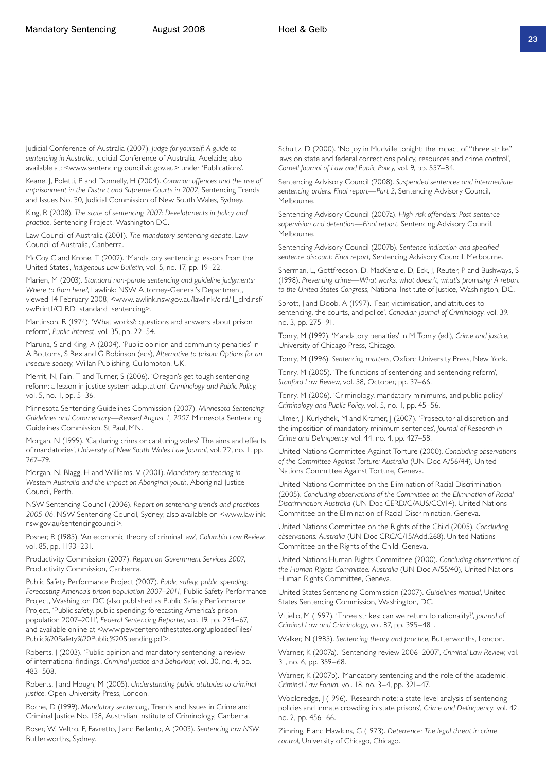Judicial Conference of Australia (2007). *Judge for yourself: A guide to sentencing in Australia*, Judicial Conference of Australia, Adelaide; also available at: <www.sentencingcouncil.vic.gov.au> under 'Publications'.

Keane, J, Poletti, P and Donnelly, H (2004). *Common offences and the use of imprisonment in the District and Supreme Courts in 2002*, Sentencing Trends and Issues No. 30, Judicial Commission of New South Wales, Sydney.

King, R (2008). *The state of sentencing 2007: Developments in policy and practice*, Sentencing Project, Washington DC.

Law Council of Australia (2001). *The mandatory sentencing debate*, Law Council of Australia, Canberra.

McCoy C and Krone, T (2002). 'Mandatory sentencing: lessons from the United States', *Indigenous Law Bulletin*, vol. 5, no. 17, pp. 19–22.

Marien, M (2003). *Standard non-parole sentencing and guideline judgments: Where to from here?*, Lawlink: NSW Attorney-General's Department, viewed 14 February 2008, <www.lawlink.nsw.gov.au/lawlink/clrd/ll_clrd.nsf/vwPrint1/CLRD_standard_sentencing>.

Martinson, R (1974). 'What works?: questions and answers about prison reform', *Public Interest*, vol. 35, pp. 22–54.

Maruna, S and King, A (2004). 'Public opinion and community penalties' in A Bottoms, S Rex and G Robinson (eds), *Alternative to prison: Options for an insecure society*, Willan Publishing, Cullompton, UK.

Merrit, N, Fain, T and Turner, S (2006). 'Oregon's get tough sentencing reform: a lesson in justice system adaptation', *Criminology and Public Policy*, vol. 5, no. 1, pp. 5–36.

Minnesota Sentencing Guidelines Commission (2007). *Minnesota Sentencing Guidelines and Commentary—Revised August 1, 2007*, Minnesota Sentencing Guidelines Commission, St Paul, MN.

Morgan, N (1999). 'Capturing crims or capturing votes? The aims and effects of mandatories', *University of New South Wales Law Journal*, vol. 22, no. 1, pp. 267–79.

Morgan, N, Blagg, H and Williams, V (2001). *Mandatory sentencing in Western Australia and the impact on Aboriginal youth*, Aboriginal Justice Council, Perth.

NSW Sentencing Council (2006). *Report on sentencing trends and practices 2005-06*, NSW Sentencing Council, Sydney; also available on <www.lawlink.nsw.gov.au/sentencingcouncil>.

Posner, R (1985). 'An economic theory of criminal law', *Columbia Law Review*, vol. 85, pp. 1193–231.

Productivity Commission (2007). *Report on Government Services 2007*, Productivity Commission, Canberra.

Public Safety Performance Project (2007). *Public safety, public spending: Forecasting America's prison population 2007–2011*, Public Safety Performance Project, Washington DC (also published as Public Safety Performance Project, 'Public safety, public spending: forecasting America's prison population 2007–2011', *Federal Sentencing Reporter*, vol. 19, pp. 234–67, and available online at <www.pewcenteronthestates.org/uploadedFiles/Public%20Safety%20Public%20Spending.pdf>.

Roberts, J (2003). 'Public opinion and mandatory sentencing: a review of international findings', *Criminal Justice and Behaviour*, vol. 30, no. 4, pp. 483–508.

Roberts, J and Hough, M (2005). *Understanding public attitudes to criminal justice*, Open University Press, London.

Roche, D (1999). *Mandatory sentencing*, Trends and Issues in Crime and Criminal Justice No. 138, Australian Institute of Criminology, Canberra.

Roser, W, Veltro, F, Favretto, J and Bellanto, A (2003). *Sentencing law NSW*. Butterworths, Sydney.

Schultz, D (2000). 'No joy in Mudville tonight: the impact of "three strike" laws on state and federal corrections policy, resources and crime control', *Cornell Journal of Law and Public Policy*, vol. 9, pp. 557–84.

Sentencing Advisory Council (2008). *Suspended sentences and intermediate sentencing orders: Final report—Part 2*, Sentencing Advisory Council, Melbourne.

Sentencing Advisory Council (2007a). *High-risk offenders: Post-sentence supervision and detention—Final report*, Sentencing Advisory Council, Melbourne.

Sentencing Advisory Council (2007b). *Sentence indication and specified sentence discount: Final report*, Sentencing Advisory Council, Melbourne.

Sherman, L, Gottfredson, D, MacKenzie, D, Eck, J, Reuter, P and Bushways, S (1998). *Preventing crime—What works, what doesn't, what's promising: A report to the United States Congress*, National Institute of Justice, Washington, DC.

Sprott, J and Doob, A (1997). 'Fear, victimisation, and attitudes to sentencing, the courts, and police', *Canadian Journal of Criminology*, vol. 39. no. 3, pp. 275–91.

Tonry, M (1992). 'Mandatory penalties' in M Tonry (ed.), *Crime and justice*, University of Chicago Press, Chicago.

Tonry, M (1996). *Sentencing matters*, Oxford University Press, New York.

Tonry, M (2005). 'The functions of sentencing and sentencing reform', *Stanford Law Review*, vol. 58, October, pp. 37–66.

Tonry, M (2006). 'Criminology, mandatory minimums, and public policy' *Criminology and Public Policy*, vol. 5, no. 1, pp. 45–56.

Ulmer, J, Kurlychek, M and Kramer, J (2007). 'Prosecutorial discretion and the imposition of mandatory minimum sentences', *Journal of Research in Crime and Delinquency*, vol. 44, no. 4, pp. 427–58.

United Nations Committee Against Torture (2000). *Concluding observations of the Committee Against Torture: Australia* (UN Doc A/56/44), United Nations Committee Against Torture, Geneva.

United Nations Committee on the Elimination of Racial Discrimination (2005). *Concluding observations of the Committee on the Elimination of Racial Discrimination: Australia* (UN Doc CERD/C/AUS/CO/14), United Nations Committee on the Elimination of Racial Discrimination, Geneva.

United Nations Committee on the Rights of the Child (2005). *Concluding observations: Australia* (UN Doc CRC/C/15/Add.268), United Nations Committee on the Rights of the Child, Geneva.

United Nations Human Rights Committee (2000). *Concluding observations of the Human Rights Committee: Australia* (UN Doc A/55/40), United Nations Human Rights Committee, Geneva.

United States Sentencing Commission (2007). *Guidelines manual*, United States Sentencing Commission, Washington, DC.

Vitiello, M (1997). 'Three strikes: can we return to rationality?', *Journal of Criminal Law and Criminology*, vol. 87, pp. 395–481.

Walker, N (1985). *Sentencing theory and practice*, Butterworths, London.

Warner, K (2007a). 'Sentencing review 2006–2007', *Criminal Law Review*, vol. 31, no. 6, pp. 359–68.

Warner, K (2007b). 'Mandatory sentencing and the role of the academic'. *Criminal Law Forum*, vol. 18, no. 3–4, pp. 321–47.

Wooldredge, J (1996). 'Research note: a state-level analysis of sentencing policies and inmate crowding in state prisons', *Crime and Delinquency*, vol. 42, no. 2, pp. 456–66.

Zimring, F and Hawkins, G (1973). *Deterrence: The legal threat in crime control*, University of Chicago, Chicago.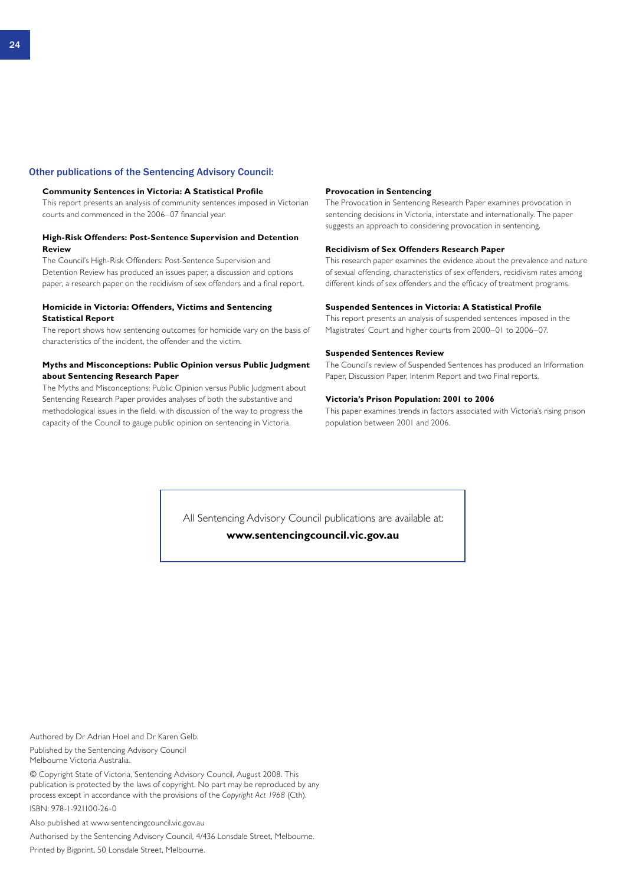## Other publications of the Sentencing Advisory Council:

**Community Sentences in Victoria: A Statistical Profile**

This report presents an analysis of community sentences imposed in Victorian courts and commenced in the 2006–07 financial year.

**High-Risk Offenders: Post-Sentence Supervision and Detention Review**

The Council's High-Risk Offenders: Post-Sentence Supervision and Detention Review has produced an issues paper, a discussion and options paper, a research paper on the recidivism of sex offenders and a final report.

**Homicide in Victoria: Offenders, Victims and Sentencing Statistical Report**

The report shows how sentencing outcomes for homicide vary on the basis of characteristics of the incident, the offender and the victim.

**Myths and Misconceptions: Public Opinion versus Public Judgment about Sentencing Research Paper**

The Myths and Misconceptions: Public Opinion versus Public Judgment about Sentencing Research Paper provides analyses of both the substantive and methodological issues in the field, with discussion of the way to progress the capacity of the Council to gauge public opinion on sentencing in Victoria.

**Provocation in Sentencing**

The Provocation in Sentencing Research Paper examines provocation in sentencing decisions in Victoria, interstate and internationally. The paper suggests an approach to considering provocation in sentencing.

**Recidivism of Sex Offenders Research Paper**

This research paper examines the evidence about the prevalence and nature of sexual offending, characteristics of sex offenders, recidivism rates among different kinds of sex offenders and the efficacy of treatment programs.

**Suspended Sentences in Victoria: A Statistical Profile**

This report presents an analysis of suspended sentences imposed in the Magistrates' Court and higher courts from 2000–01 to 2006–07.

**Suspended Sentences Review**

The Council's review of Suspended Sentences has produced an Information Paper, Discussion Paper, Interim Report and two Final reports.

**Victoria's Prison Population: 2001 to 2006**

This paper examines trends in factors associated with Victoria's rising prison population between 2001 and 2006.

All Sentencing Advisory Council publications are available at:
**www.sentencingcouncil.vic.gov.au**

Authored by Dr Adrian Hoel and Dr Karen Gelb.

Published by the Sentencing Advisory Council
Melbourne Victoria Australia.

© Copyright State of Victoria, Sentencing Advisory Council, August 2008. This publication is protected by the laws of copyright. No part may be reproduced by any process except in accordance with the provisions of the *Copyright Act 1968* (Cth).

ISBN: 978-1-921100-26-0

Also published at www.sentencingcouncil.vic.gov.au

Authorised by the Sentencing Advisory Council, 4/436 Lonsdale Street, Melbourne.

Printed by Bigprint, 50 Lonsdale Street, Melbourne.